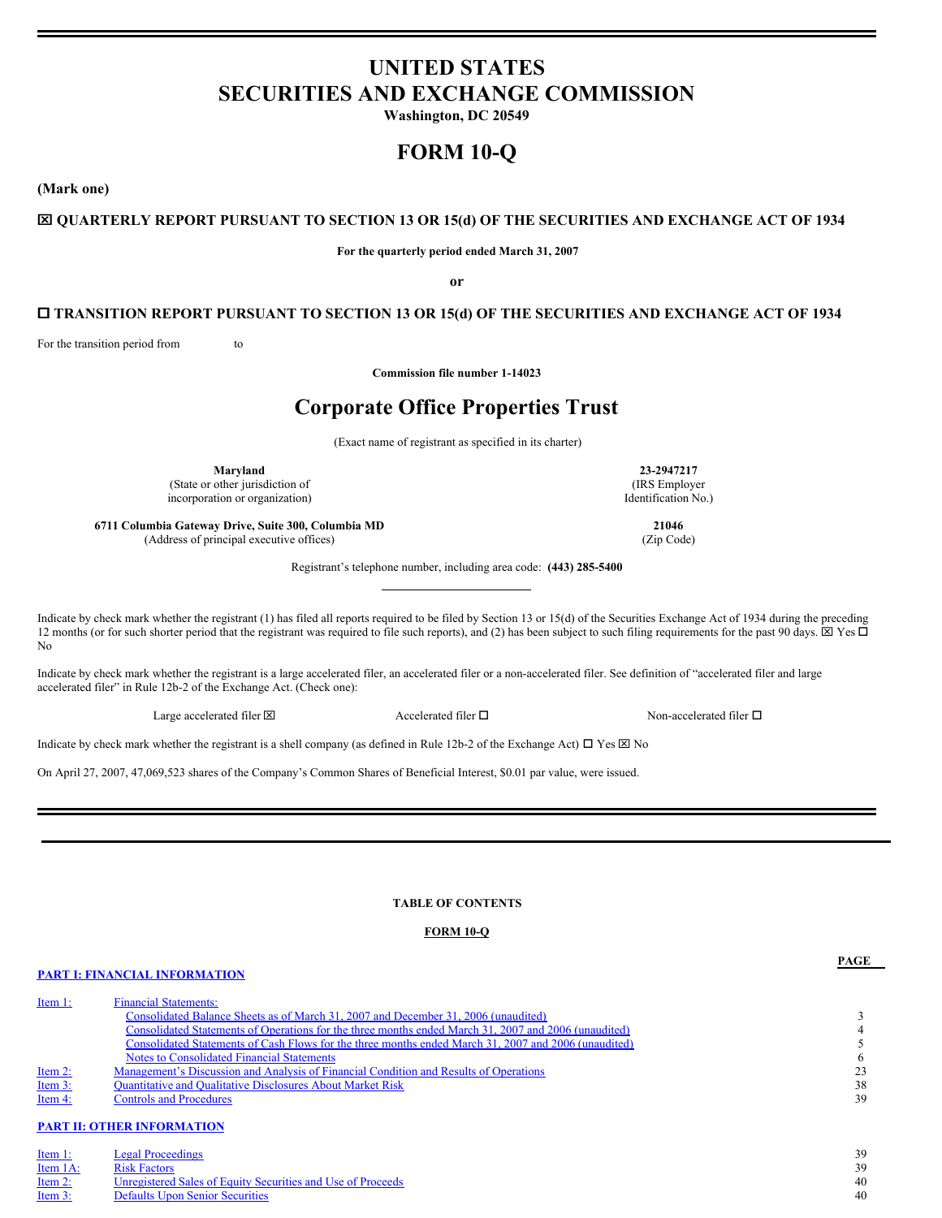# UNITED STATES
# SECURITIES AND EXCHANGE COMMISSION

**Washington, DC 20549**

# FORM 10-Q

**(Mark one)**

**☒ QUARTERLY REPORT PURSUANT TO SECTION 13 OR 15(d) OF THE SECURITIES AND EXCHANGE ACT OF 1934**

**For the quarterly period ended March 31, 2007**

**or**

**☐ TRANSITION REPORT PURSUANT TO SECTION 13 OR 15(d) OF THE SECURITIES AND EXCHANGE ACT OF 1934**

For the transition period from to

**Commission file number 1-14023**

# Corporate Office Properties Trust

(Exact name of registrant as specified in its charter)

| | |
|---|---|
| **Maryland**<br>(State or other jurisdiction of incorporation or organization) | **23-2947217**<br>(IRS Employer Identification No.) |
| **6711 Columbia Gateway Drive, Suite 300, Columbia MD**<br>(Address of principal executive offices) | **21046**<br>(Zip Code) |

Registrant's telephone number, including area code: **(443) 285-5400**

Indicate by check mark whether the registrant (1) has filed all reports required to be filed by Section 13 or 15(d) of the Securities Exchange Act of 1934 during the preceding 12 months (or for such shorter period that the registrant was required to file such reports), and (2) has been subject to such filing requirements for the past 90 days. ☒ Yes ☐ No

Indicate by check mark whether the registrant is a large accelerated filer, an accelerated filer or a non-accelerated filer. See definition of "accelerated filer and large accelerated filer" in Rule 12b-2 of the Exchange Act. (Check one):

Large accelerated filer ☒ Accelerated filer ☐ Non-accelerated filer ☐

Indicate by check mark whether the registrant is a shell company (as defined in Rule 12b-2 of the Exchange Act) ☐ Yes ☒ No

On April 27, 2007, 47,069,523 shares of the Company's Common Shares of Beneficial Interest, $0.01 par value, were issued.

**TABLE OF CONTENTS**

**FORM 10-Q**

| | | **PAGE** |
|---|---|---|
| **PART I: FINANCIAL INFORMATION** | | |
| Item 1: | Financial Statements: | |
| | Consolidated Balance Sheets as of March 31, 2007 and December 31, 2006 (unaudited) | 3 |
| | Consolidated Statements of Operations for the three months ended March 31, 2007 and 2006 (unaudited) | 4 |
| | Consolidated Statements of Cash Flows for the three months ended March 31, 2007 and 2006 (unaudited) | 5 |
| | Notes to Consolidated Financial Statements | 6 |
| Item 2: | Management's Discussion and Analysis of Financial Condition and Results of Operations | 23 |
| Item 3: | Quantitative and Qualitative Disclosures About Market Risk | 38 |
| Item 4: | Controls and Procedures | 39 |
| **PART II: OTHER INFORMATION** | | |
| Item 1: | Legal Proceedings | 39 |
| Item 1A: | Risk Factors | 39 |
| Item 2: | Unregistered Sales of Equity Securities and Use of Proceeds | 40 |
| Item 3: | Defaults Upon Senior Securities | 40 |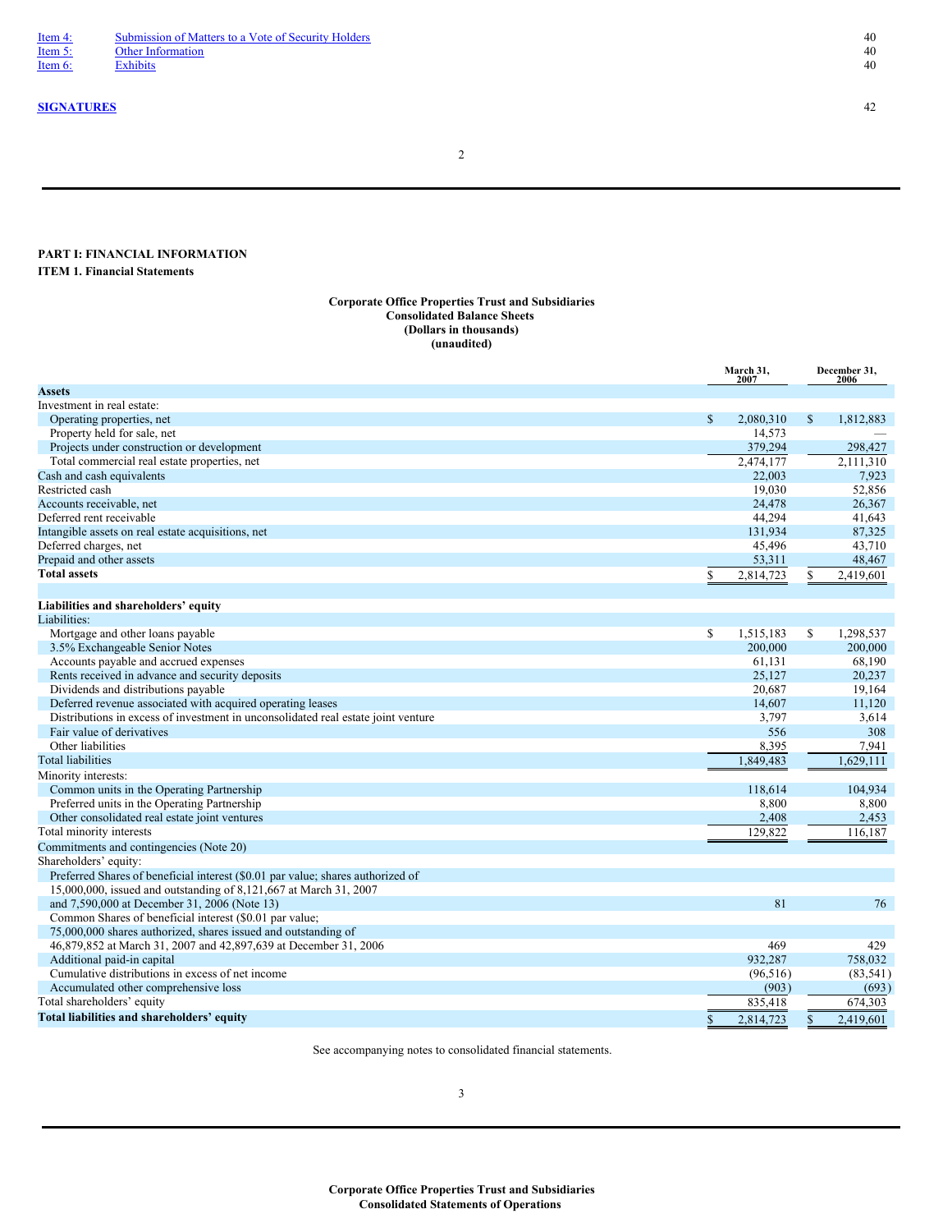| | | |
|---|---|---|
| Item 4: | Submission of Matters to a Vote of Security Holders | 40 |
| Item 5: | Other Information | 40 |
| Item 6: | Exhibits | 40 |

**SIGNATURES** 42

## PART I: FINANCIAL INFORMATION

### ITEM 1. Financial Statements

**Corporate Office Properties Trust and Subsidiaries**
**Consolidated Balance Sheets**
**(Dollars in thousands)**
**(unaudited)**

| | March 31, 2007 | December 31, 2006 |
|---|---|---|
| **Assets** | | |
| Investment in real estate: | | |
| Operating properties, net | $ 2,080,310 | $ 1,812,883 |
| Property held for sale, net | 14,573 | — |
| Projects under construction or development | 379,294 | 298,427 |
| Total commercial real estate properties, net | 2,474,177 | 2,111,310 |
| Cash and cash equivalents | 22,003 | 7,923 |
| Restricted cash | 19,030 | 52,856 |
| Accounts receivable, net | 24,478 | 26,367 |
| Deferred rent receivable | 44,294 | 41,643 |
| Intangible assets on real estate acquisitions, net | 131,934 | 87,325 |
| Deferred charges, net | 45,496 | 43,710 |
| Prepaid and other assets | 53,311 | 48,467 |
| **Total assets** | $ 2,814,723 | $ 2,419,601 |
| | | |
| **Liabilities and shareholders' equity** | | |
| Liabilities: | | |
| Mortgage and other loans payable | $ 1,515,183 | $ 1,298,537 |
| 3.5% Exchangeable Senior Notes | 200,000 | 200,000 |
| Accounts payable and accrued expenses | 61,131 | 68,190 |
| Rents received in advance and security deposits | 25,127 | 20,237 |
| Dividends and distributions payable | 20,687 | 19,164 |
| Deferred revenue associated with acquired operating leases | 14,607 | 11,120 |
| Distributions in excess of investment in unconsolidated real estate joint venture | 3,797 | 3,614 |
| Fair value of derivatives | 556 | 308 |
| Other liabilities | 8,395 | 7,941 |
| Total liabilities | 1,849,483 | 1,629,111 |
| Minority interests: | | |
| Common units in the Operating Partnership | 118,614 | 104,934 |
| Preferred units in the Operating Partnership | 8,800 | 8,800 |
| Other consolidated real estate joint ventures | 2,408 | 2,453 |
| Total minority interests | 129,822 | 116,187 |
| Commitments and contingencies (Note 20) | | |
| Shareholders' equity: | | |
| Preferred Shares of beneficial interest ($0.01 par value; shares authorized of 15,000,000, issued and outstanding of 8,121,667 at March 31, 2007 and 7,590,000 at December 31, 2006 (Note 13) | 81 | 76 |
| Common Shares of beneficial interest ($0.01 par value; 75,000,000 shares authorized, shares issued and outstanding of 46,879,852 at March 31, 2007 and 42,897,639 at December 31, 2006 | 469 | 429 |
| Additional paid-in capital | 932,287 | 758,032 |
| Cumulative distributions in excess of net income | (96,516) | (83,541) |
| Accumulated other comprehensive loss | (903) | (693) |
| Total shareholders' equity | 835,418 | 674,303 |
| **Total liabilities and shareholders' equity** | $ 2,814,723 | $ 2,419,601 |

See accompanying notes to consolidated financial statements.

**Corporate Office Properties Trust and Subsidiaries**
**Consolidated Statements of Operations**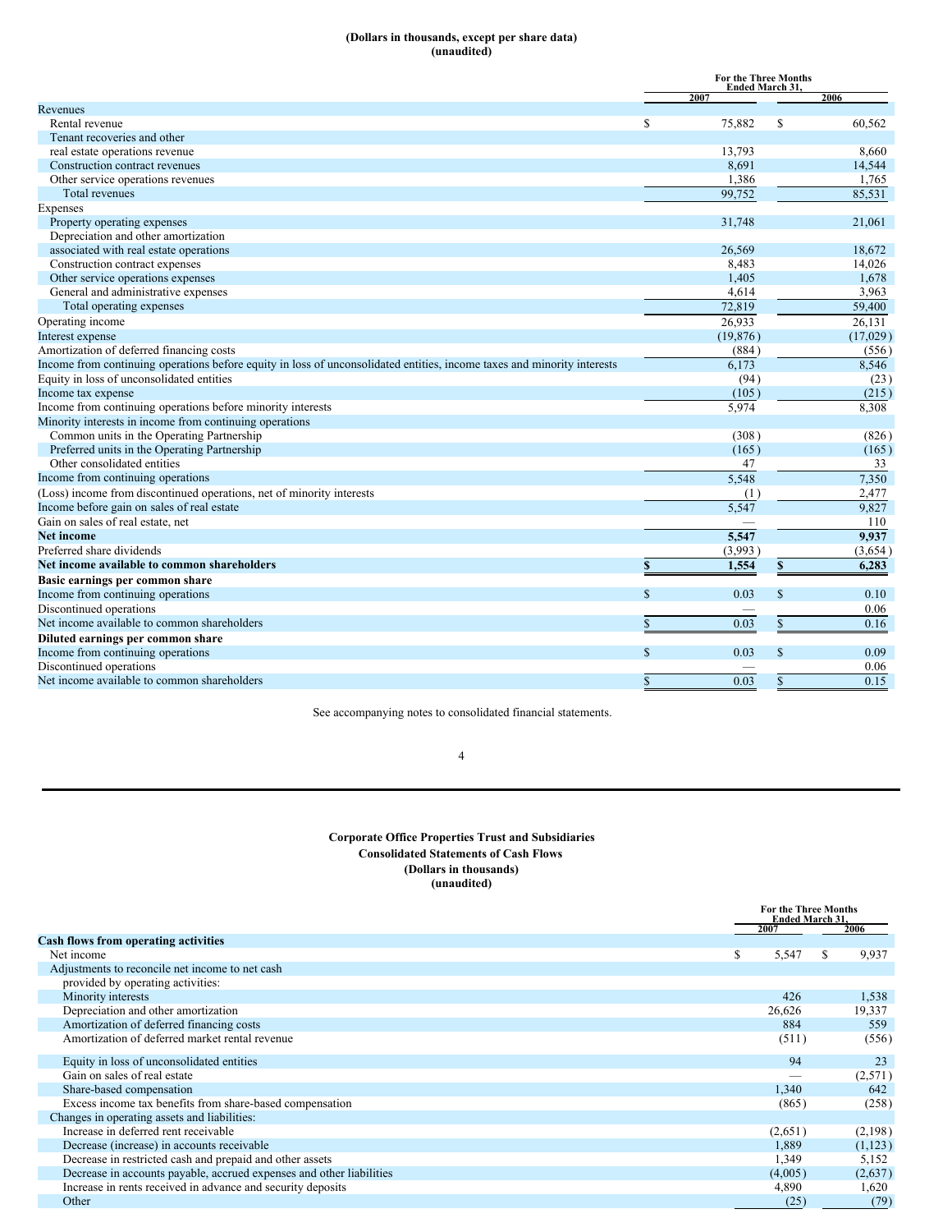**(Dollars in thousands, except per share data)**
**(unaudited)**

| | For the Three Months Ended March 31, 2007 | 2006 |
|---|---|---|
| Revenues | | |
| Rental revenue | $ 75,882 | $ 60,562 |
| Tenant recoveries and other real estate operations revenue | 13,793 | 8,660 |
| Construction contract revenues | 8,691 | 14,544 |
| Other service operations revenues | 1,386 | 1,765 |
| Total revenues | 99,752 | 85,531 |
| Expenses | | |
| Property operating expenses | 31,748 | 21,061 |
| Depreciation and other amortization associated with real estate operations | 26,569 | 18,672 |
| Construction contract expenses | 8,483 | 14,026 |
| Other service operations expenses | 1,405 | 1,678 |
| General and administrative expenses | 4,614 | 3,963 |
| Total operating expenses | 72,819 | 59,400 |
| Operating income | 26,933 | 26,131 |
| Interest expense | (19,876) | (17,029) |
| Amortization of deferred financing costs | (884) | (556) |
| Income from continuing operations before equity in loss of unconsolidated entities, income taxes and minority interests | 6,173 | 8,546 |
| Equity in loss of unconsolidated entities | (94) | (23) |
| Income tax expense | (105) | (215) |
| Income from continuing operations before minority interests | 5,974 | 8,308 |
| Minority interests in income from continuing operations | | |
| Common units in the Operating Partnership | (308) | (826) |
| Preferred units in the Operating Partnership | (165) | (165) |
| Other consolidated entities | 47 | 33 |
| Income from continuing operations | 5,548 | 7,350 |
| (Loss) income from discontinued operations, net of minority interests | (1) | 2,477 |
| Income before gain on sales of real estate | 5,547 | 9,827 |
| Gain on sales of real estate, net | — | 110 |
| **Net income** | **5,547** | **9,937** |
| Preferred share dividends | (3,993) | (3,654) |
| **Net income available to common shareholders** | **$ 1,554** | **$ 6,283** |
| **Basic earnings per common share** | | |
| Income from continuing operations | $ 0.03 | $ 0.10 |
| Discontinued operations | — | 0.06 |
| Net income available to common shareholders | $ 0.03 | $ 0.16 |
| **Diluted earnings per common share** | | |
| Income from continuing operations | $ 0.03 | $ 0.09 |
| Discontinued operations | — | 0.06 |
| Net income available to common shareholders | $ 0.03 | $ 0.15 |

See accompanying notes to consolidated financial statements.

**Corporate Office Properties Trust and Subsidiaries**
**Consolidated Statements of Cash Flows**
**(Dollars in thousands)**
**(unaudited)**

| | For the Three Months Ended March 31, 2007 | 2006 |
|---|---|---|
| **Cash flows from operating activities** | | |
| Net income | $ 5,547 | $ 9,937 |
| Adjustments to reconcile net income to net cash provided by operating activities: | | |
| Minority interests | 426 | 1,538 |
| Depreciation and other amortization | 26,626 | 19,337 |
| Amortization of deferred financing costs | 884 | 559 |
| Amortization of deferred market rental revenue | (511) | (556) |
| Equity in loss of unconsolidated entities | 94 | 23 |
| Gain on sales of real estate | — | (2,571) |
| Share-based compensation | 1,340 | 642 |
| Excess income tax benefits from share-based compensation | (865) | (258) |
| Changes in operating assets and liabilities: | | |
| Increase in deferred rent receivable | (2,651) | (2,198) |
| Decrease (increase) in accounts receivable | 1,889 | (1,123) |
| Decrease in restricted cash and prepaid and other assets | 1,349 | 5,152 |
| Decrease in accounts payable, accrued expenses and other liabilities | (4,005) | (2,637) |
| Increase in rents received in advance and security deposits | 4,890 | 1,620 |
| Other | (25) | (79) |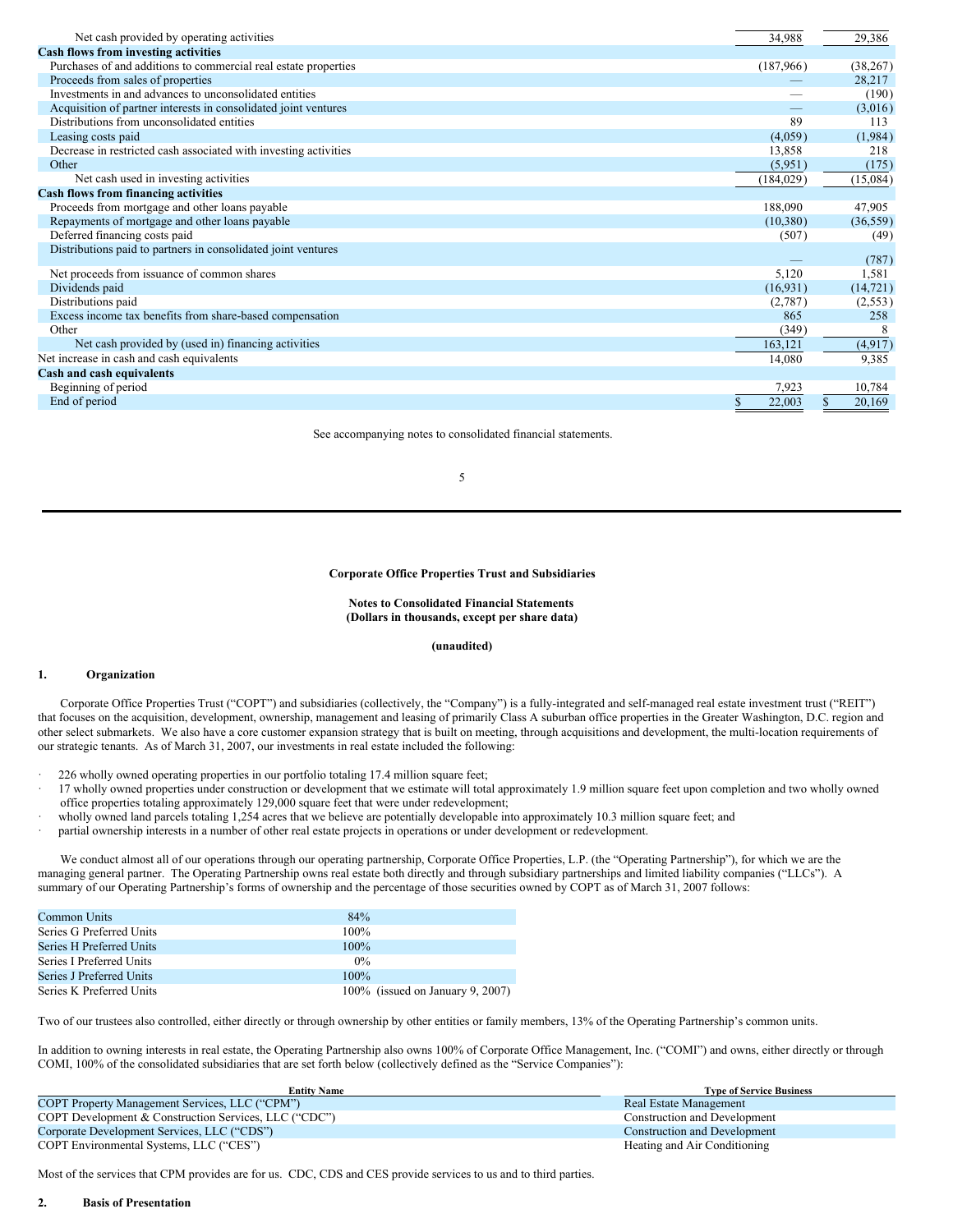| | | |
|---|---|---|
| Net cash provided by operating activities | 34,988 | 29,386 |
| **Cash flows from investing activities** | | |
| Purchases of and additions to commercial real estate properties | (187,966) | (38,267) |
| Proceeds from sales of properties | — | 28,217 |
| Investments in and advances to unconsolidated entities | — | (190) |
| Acquisition of partner interests in consolidated joint ventures | — | (3,016) |
| Distributions from unconsolidated entities | 89 | 113 |
| Leasing costs paid | (4,059) | (1,984) |
| Decrease in restricted cash associated with investing activities | 13,858 | 218 |
| Other | (5,951) | (175) |
| Net cash used in investing activities | (184,029) | (15,084) |
| **Cash flows from financing activities** | | |
| Proceeds from mortgage and other loans payable | 188,090 | 47,905 |
| Repayments of mortgage and other loans payable | (10,380) | (36,559) |
| Deferred financing costs paid | (507) | (49) |
| Distributions paid to partners in consolidated joint ventures | — | (787) |
| Net proceeds from issuance of common shares | 5,120 | 1,581 |
| Dividends paid | (16,931) | (14,721) |
| Distributions paid | (2,787) | (2,553) |
| Excess income tax benefits from share-based compensation | 865 | 258 |
| Other | (349) | 8 |
| Net cash provided by (used in) financing activities | 163,121 | (4,917) |
| Net increase in cash and cash equivalents | 14,080 | 9,385 |
| **Cash and cash equivalents** | | |
| Beginning of period | 7,923 | 10,784 |
| End of period | $ 22,003 | $ 20,169 |

See accompanying notes to consolidated financial statements.

**Corporate Office Properties Trust and Subsidiaries**

**Notes to Consolidated Financial Statements**
**(Dollars in thousands, except per share data)**

**(unaudited)**

## 1. Organization

Corporate Office Properties Trust ("COPT") and subsidiaries (collectively, the "Company") is a fully-integrated and self-managed real estate investment trust ("REIT") that focuses on the acquisition, development, ownership, management and leasing of primarily Class A suburban office properties in the Greater Washington, D.C. region and other select submarkets. We also have a core customer expansion strategy that is built on meeting, through acquisitions and development, the multi-location requirements of our strategic tenants. As of March 31, 2007, our investments in real estate included the following:

- 226 wholly owned operating properties in our portfolio totaling 17.4 million square feet;
- 17 wholly owned properties under construction or development that we estimate will total approximately 1.9 million square feet upon completion and two wholly owned office properties totaling approximately 129,000 square feet that were under redevelopment;
- wholly owned land parcels totaling 1,254 acres that we believe are potentially developable into approximately 10.3 million square feet; and
- partial ownership interests in a number of other real estate projects in operations or under development or redevelopment.

We conduct almost all of our operations through our operating partnership, Corporate Office Properties, L.P. (the "Operating Partnership"), for which we are the managing general partner. The Operating Partnership owns real estate both directly and through subsidiary partnerships and limited liability companies ("LLCs"). A summary of our Operating Partnership's forms of ownership and the percentage of those securities owned by COPT as of March 31, 2007 follows:

| | |
|---|---|
| Common Units | 84% |
| Series G Preferred Units | 100% |
| Series H Preferred Units | 100% |
| Series I Preferred Units | 0% |
| Series J Preferred Units | 100% |
| Series K Preferred Units | 100% (issued on January 9, 2007) |

Two of our trustees also controlled, either directly or through ownership by other entities or family members, 13% of the Operating Partnership's common units.

In addition to owning interests in real estate, the Operating Partnership also owns 100% of Corporate Office Management, Inc. ("COMI") and owns, either directly or through COMI, 100% of the consolidated subsidiaries that are set forth below (collectively defined as the "Service Companies"):

| Entity Name | Type of Service Business |
|---|---|
| COPT Property Management Services, LLC ("CPM") | Real Estate Management |
| COPT Development & Construction Services, LLC ("CDC") | Construction and Development |
| Corporate Development Services, LLC ("CDS") | Construction and Development |
| COPT Environmental Systems, LLC ("CES") | Heating and Air Conditioning |

Most of the services that CPM provides are for us. CDC, CDS and CES provide services to us and to third parties.

## 2. Basis of Presentation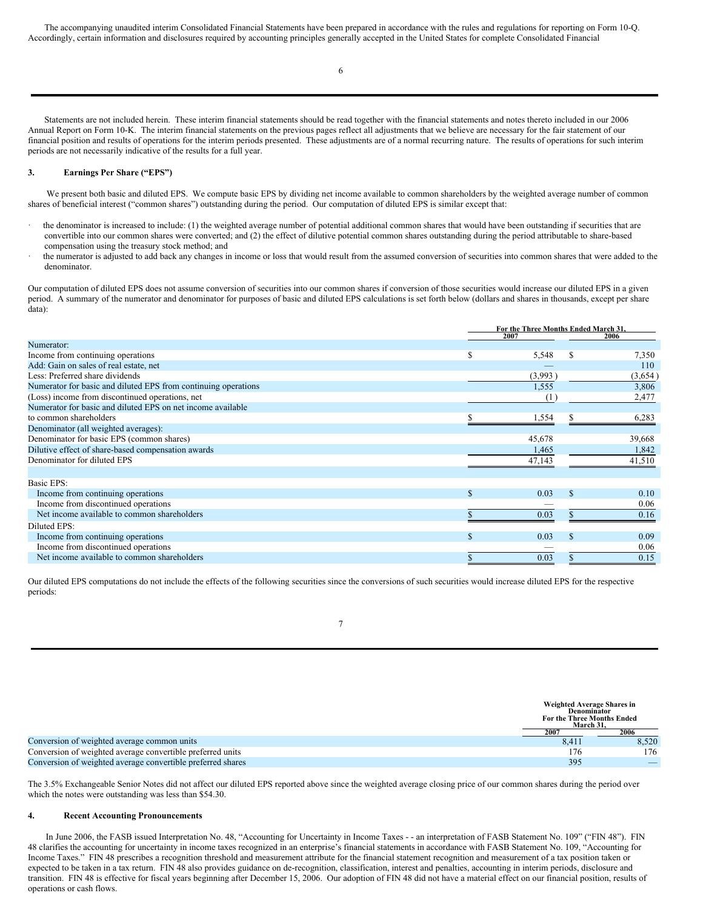The accompanying unaudited interim Consolidated Financial Statements have been prepared in accordance with the rules and regulations for reporting on Form 10-Q. Accordingly, certain information and disclosures required by accounting principles generally accepted in the United States for complete Consolidated Financial Statements are not included herein. These interim financial statements should be read together with the financial statements and notes thereto included in our 2006 Annual Report on Form 10-K. The interim financial statements on the previous pages reflect all adjustments that we believe are necessary for the fair statement of our financial position and results of operations for the interim periods presented. These adjustments are of a normal recurring nature. The results of operations for such interim periods are not necessarily indicative of the results for a full year.

### 3. Earnings Per Share ("EPS")

We present both basic and diluted EPS. We compute basic EPS by dividing net income available to common shareholders by the weighted average number of common shares of beneficial interest ("common shares") outstanding during the period. Our computation of diluted EPS is similar except that:

- the denominator is increased to include: (1) the weighted average number of potential additional common shares that would have been outstanding if securities that are convertible into our common shares were converted; and (2) the effect of dilutive potential common shares outstanding during the period attributable to share-based compensation using the treasury stock method; and
- the numerator is adjusted to add back any changes in income or loss that would result from the assumed conversion of securities into common shares that were added to the denominator.

Our computation of diluted EPS does not assume conversion of securities into our common shares if conversion of those securities would increase our diluted EPS in a given period. A summary of the numerator and denominator for purposes of basic and diluted EPS calculations is set forth below (dollars and shares in thousands, except per share data):

| | For the Three Months Ended March 31, | |
|---|---|---|
| | 2007 | 2006 |
| Numerator: | | |
| Income from continuing operations | $ 5,548 | $ 7,350 |
| Add: Gain on sales of real estate, net | — | 110 |
| Less: Preferred share dividends | (3,993) | (3,654) |
| Numerator for basic and diluted EPS from continuing operations | 1,555 | 3,806 |
| (Loss) income from discontinued operations, net | (1) | 2,477 |
| Numerator for basic and diluted EPS on net income available to common shareholders | $ 1,554 | $ 6,283 |
| Denominator (all weighted averages): | | |
| Denominator for basic EPS (common shares) | 45,678 | 39,668 |
| Dilutive effect of share-based compensation awards | 1,465 | 1,842 |
| Denominator for diluted EPS | 47,143 | 41,510 |
| | | |
| Basic EPS: | | |
| Income from continuing operations | $ 0.03 | $ 0.10 |
| Income from discontinued operations | — | 0.06 |
| Net income available to common shareholders | $ 0.03 | $ 0.16 |
| Diluted EPS: | | |
| Income from continuing operations | $ 0.03 | $ 0.09 |
| Income from discontinued operations | — | 0.06 |
| Net income available to common shareholders | $ 0.03 | $ 0.15 |

Our diluted EPS computations do not include the effects of the following securities since the conversions of such securities would increase diluted EPS for the respective periods:

| | Weighted Average Shares in Denominator For the Three Months Ended March 31, | |
|---|---|---|
| | 2007 | 2006 |
| Conversion of weighted average common units | 8,411 | 8,520 |
| Conversion of weighted average convertible preferred units | 176 | 176 |
| Conversion of weighted average convertible preferred shares | 395 | — |

The 3.5% Exchangeable Senior Notes did not affect our diluted EPS reported above since the weighted average closing price of our common shares during the period over which the notes were outstanding was less than $54.30.

### 4. Recent Accounting Pronouncements

In June 2006, the FASB issued Interpretation No. 48, "Accounting for Uncertainty in Income Taxes - - an interpretation of FASB Statement No. 109" ("FIN 48"). FIN 48 clarifies the accounting for uncertainty in income taxes recognized in an enterprise's financial statements in accordance with FASB Statement No. 109, "Accounting for Income Taxes." FIN 48 prescribes a recognition threshold and measurement attribute for the financial statement recognition and measurement of a tax position taken or expected to be taken in a tax return. FIN 48 also provides guidance on de-recognition, classification, interest and penalties, accounting in interim periods, disclosure and transition. FIN 48 is effective for fiscal years beginning after December 15, 2006. Our adoption of FIN 48 did not have a material effect on our financial position, results of operations or cash flows.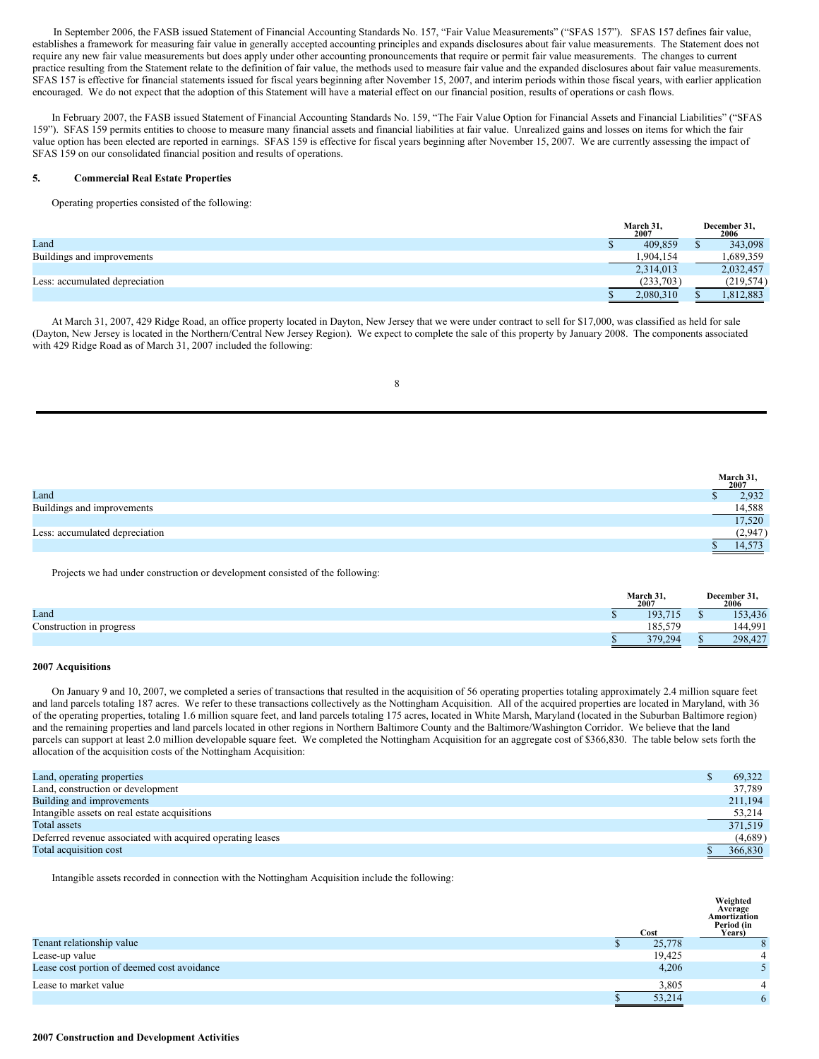In September 2006, the FASB issued Statement of Financial Accounting Standards No. 157, "Fair Value Measurements" ("SFAS 157"). SFAS 157 defines fair value, establishes a framework for measuring fair value in generally accepted accounting principles and expands disclosures about fair value measurements. The Statement does not require any new fair value measurements but does apply under other accounting pronouncements that require or permit fair value measurements. The changes to current practice resulting from the Statement relate to the definition of fair value, the methods used to measure fair value and the expanded disclosures about fair value measurements. SFAS 157 is effective for financial statements issued for fiscal years beginning after November 15, 2007, and interim periods within those fiscal years, with earlier application encouraged. We do not expect that the adoption of this Statement will have a material effect on our financial position, results of operations or cash flows.

In February 2007, the FASB issued Statement of Financial Accounting Standards No. 159, "The Fair Value Option for Financial Assets and Financial Liabilities" ("SFAS 159"). SFAS 159 permits entities to choose to measure many financial assets and financial liabilities at fair value. Unrealized gains and losses on items for which the fair value option has been elected are reported in earnings. SFAS 159 is effective for fiscal years beginning after November 15, 2007. We are currently assessing the impact of SFAS 159 on our consolidated financial position and results of operations.

## 5. Commercial Real Estate Properties

Operating properties consisted of the following:

| | March 31, 2007 | December 31, 2006 |
|---|---|---|
| Land | $ 409,859 | $ 343,098 |
| Buildings and improvements | 1,904,154 | 1,689,359 |
| | 2,314,013 | 2,032,457 |
| Less: accumulated depreciation | (233,703) | (219,574) |
| | $ 2,080,310 | $ 1,812,883 |

At March 31, 2007, 429 Ridge Road, an office property located in Dayton, New Jersey that we were under contract to sell for $17,000, was classified as held for sale (Dayton, New Jersey is located in the Northern/Central New Jersey Region). We expect to complete the sale of this property by January 2008. The components associated with 429 Ridge Road as of March 31, 2007 included the following:

| | March 31, 2007 |
|---|---|
| Land | $ 2,932 |
| Buildings and improvements | 14,588 |
| | 17,520 |
| Less: accumulated depreciation | (2,947) |
| | $ 14,573 |

Projects we had under construction or development consisted of the following:

| | March 31, 2007 | December 31, 2006 |
|---|---|---|
| Land | $ 193,715 | $ 153,436 |
| Construction in progress | 185,579 | 144,991 |
| | $ 379,294 | $ 298,427 |

### 2007 Acquisitions

On January 9 and 10, 2007, we completed a series of transactions that resulted in the acquisition of 56 operating properties totaling approximately 2.4 million square feet and land parcels totaling 187 acres. We refer to these transactions collectively as the Nottingham Acquisition. All of the acquired properties are located in Maryland, with 36 of the operating properties, totaling 1.6 million square feet, and land parcels totaling 175 acres, located in White Marsh, Maryland (located in the Suburban Baltimore region) and the remaining properties and land parcels located in other regions in Northern Baltimore County and the Baltimore/Washington Corridor. We believe that the land parcels can support at least 2.0 million developable square feet. We completed the Nottingham Acquisition for an aggregate cost of $366,830. The table below sets forth the allocation of the acquisition costs of the Nottingham Acquisition:

| | |
|---|---|
| Land, operating properties | $ 69,322 |
| Land, construction or development | 37,789 |
| Building and improvements | 211,194 |
| Intangible assets on real estate acquisitions | 53,214 |
| Total assets | 371,519 |
| Deferred revenue associated with acquired operating leases | (4,689) |
| Total acquisition cost | $ 366,830 |

Intangible assets recorded in connection with the Nottingham Acquisition include the following:

| | Cost | Weighted Average Amortization Period (in Years) |
|---|---|---|
| Tenant relationship value | $ 25,778 | 8 |
| Lease-up value | 19,425 | 4 |
| Lease cost portion of deemed cost avoidance | 4,206 | 5 |
| Lease to market value | 3,805 | 4 |
| | $ 53,214 | 6 |

### 2007 Construction and Development Activities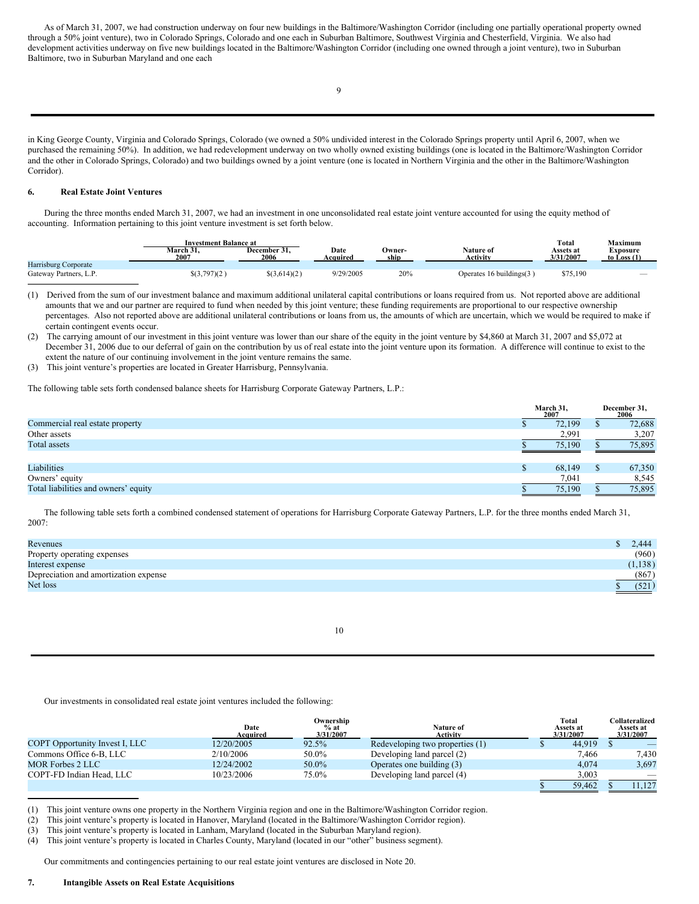As of March 31, 2007, we had construction underway on four new buildings in the Baltimore/Washington Corridor (including one partially operational property owned through a 50% joint venture), two in Colorado Springs, Colorado and one each in Suburban Baltimore, Southwest Virginia and Chesterfield, Virginia. We also had development activities underway on five new buildings located in the Baltimore/Washington Corridor (including one owned through a joint venture), two in Suburban Baltimore, two in Suburban Maryland and one each in King George County, Virginia and Colorado Springs, Colorado (we owned a 50% undivided interest in the Colorado Springs property until April 6, 2007, when we purchased the remaining 50%). In addition, we had redevelopment underway on two wholly owned existing buildings (one is located in the Baltimore/Washington Corridor and the other in Colorado Springs, Colorado) and two buildings owned by a joint venture (one is located in Northern Virginia and the other in the Baltimore/Washington Corridor).

## 6. Real Estate Joint Ventures

During the three months ended March 31, 2007, we had an investment in one unconsolidated real estate joint venture accounted for using the equity method of accounting. Information pertaining to this joint venture investment is set forth below.

| | Investment Balance at | | | | | | |
|---|---|---|---|---|---|---|---|
| | March 31, 2007 | December 31, 2006 | Date Acquired | Ownership | Nature of Activity | Total Assets at 3/31/2007 | Maximum Exposure to Loss (1) |
| Harrisburg Corporate Gateway Partners, L.P. | $(3,797)(2) | $(3,614)(2) | 9/29/2005 | 20% | Operates 16 buildings(3) | $75,190 | — |

(1) Derived from the sum of our investment balance and maximum additional unilateral capital contributions or loans required from us. Not reported above are additional amounts that we and our partner are required to fund when needed by this joint venture; these funding requirements are proportional to our respective ownership percentages. Also not reported above are additional unilateral contributions or loans from us, the amounts of which are uncertain, which we would be required to make if certain contingent events occur.

(2) The carrying amount of our investment in this joint venture was lower than our share of the equity in the joint venture by $4,860 at March 31, 2007 and $5,072 at December 31, 2006 due to our deferral of gain on the contribution by us of real estate into the joint venture upon its formation. A difference will continue to exist to the extent the nature of our continuing involvement in the joint venture remains the same.

(3) This joint venture's properties are located in Greater Harrisburg, Pennsylvania.

The following table sets forth condensed balance sheets for Harrisburg Corporate Gateway Partners, L.P.:

| | March 31, 2007 | December 31, 2006 |
|---|---|---|
| Commercial real estate property | $ 72,199 | $ 72,688 |
| Other assets | 2,991 | 3,207 |
| Total assets | $ 75,190 | $ 75,895 |
| | | |
| Liabilities | $ 68,149 | $ 67,350 |
| Owners' equity | 7,041 | 8,545 |
| Total liabilities and owners' equity | $ 75,190 | $ 75,895 |

The following table sets forth a combined condensed statement of operations for Harrisburg Corporate Gateway Partners, L.P. for the three months ended March 31, 2007:

| | |
|---|---|
| Revenues | $ 2,444 |
| Property operating expenses | (960) |
| Interest expense | (1,138) |
| Depreciation and amortization expense | (867) |
| Net loss | $ (521) |

Our investments in consolidated real estate joint ventures included the following:

| | Date Acquired | Ownership % at 3/31/2007 | Nature of Activity | Total Assets at 3/31/2007 | Collateralized Assets at 3/31/2007 |
|---|---|---|---|---|---|
| COPT Opportunity Invest I, LLC | 12/20/2005 | 92.5% | Redeveloping two properties (1) | $ 44,919 | $ — |
| Commons Office 6-B, LLC | 2/10/2006 | 50.0% | Developing land parcel (2) | 7,466 | 7,430 |
| MOR Forbes 2 LLC | 12/24/2002 | 50.0% | Operates one building (3) | 4,074 | 3,697 |
| COPT-FD Indian Head, LLC | 10/23/2006 | 75.0% | Developing land parcel (4) | 3,003 | — |
| | | | | $ 59,462 | $ 11,127 |

(1) This joint venture owns one property in the Northern Virginia region and one in the Baltimore/Washington Corridor region.

(2) This joint venture's property is located in Hanover, Maryland (located in the Baltimore/Washington Corridor region).

(3) This joint venture's property is located in Lanham, Maryland (located in the Suburban Maryland region).

(4) This joint venture's property is located in Charles County, Maryland (located in our "other" business segment).

Our commitments and contingencies pertaining to our real estate joint ventures are disclosed in Note 20.

## 7. Intangible Assets on Real Estate Acquisitions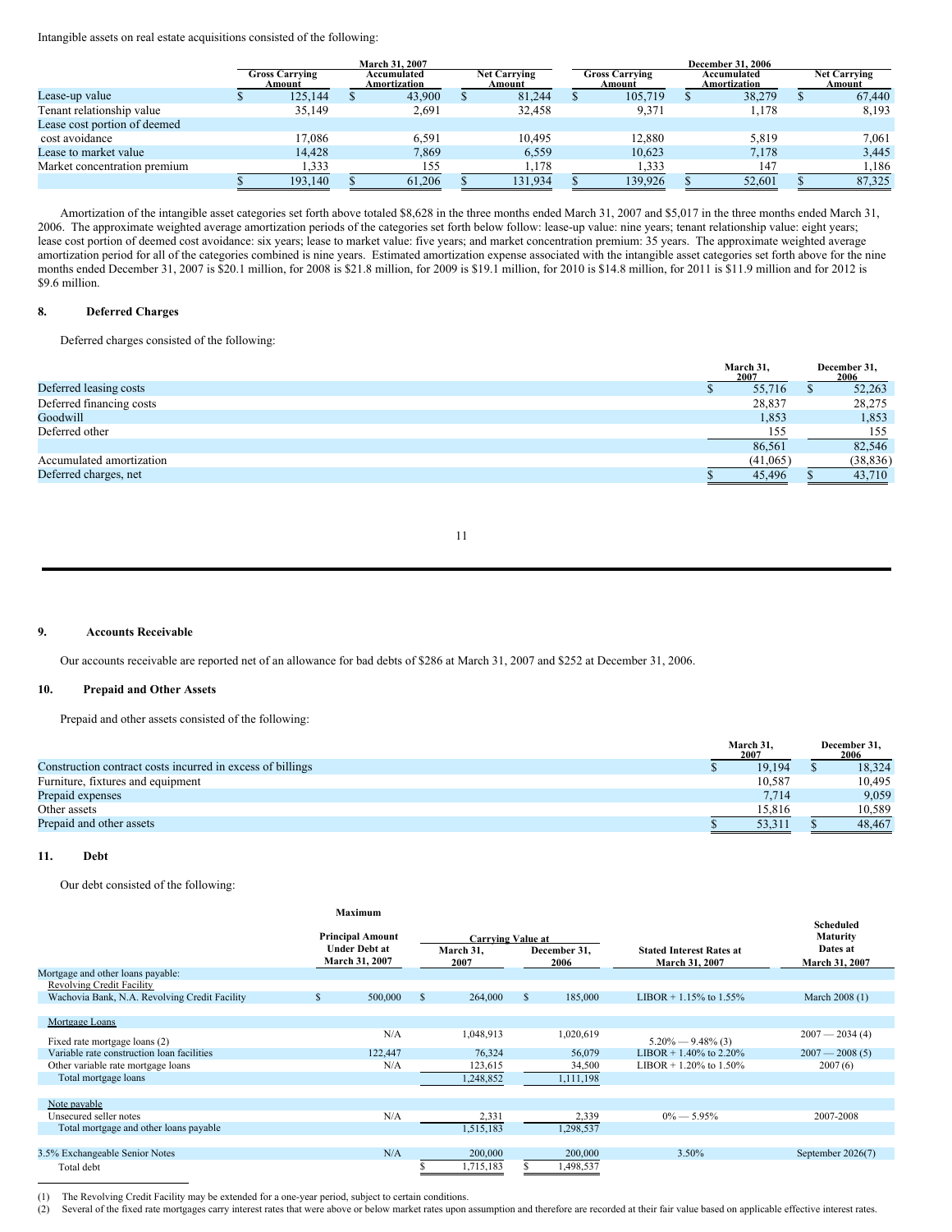Intangible assets on real estate acquisitions consisted of the following:

| | March 31, 2007 | | | December 31, 2006 | | |
|---|---|---|---|---|---|---|
| | Gross Carrying Amount | Accumulated Amortization | Net Carrying Amount | Gross Carrying Amount | Accumulated Amortization | Net Carrying Amount |
| Lease-up value | $ 125,144 | $ 43,900 | $ 81,244 | $ 105,719 | $ 38,279 | $ 67,440 |
| Tenant relationship value | 35,149 | 2,691 | 32,458 | 9,371 | 1,178 | 8,193 |
| Lease cost portion of deemed cost avoidance | 17,086 | 6,591 | 10,495 | 12,880 | 5,819 | 7,061 |
| Lease to market value | 14,428 | 7,869 | 6,559 | 10,623 | 7,178 | 3,445 |
| Market concentration premium | 1,333 | 155 | 1,178 | 1,333 | 147 | 1,186 |
| | $ 193,140 | $ 61,206 | $ 131,934 | $ 139,926 | $ 52,601 | $ 87,325 |

Amortization of the intangible asset categories set forth above totaled $8,628 in the three months ended March 31, 2007 and $5,017 in the three months ended March 31, 2006. The approximate weighted average amortization periods of the categories set forth below follow: lease-up value: nine years; tenant relationship value: eight years; lease cost portion of deemed cost avoidance: six years; lease to market value: five years; and market concentration premium: 35 years. The approximate weighted average amortization period for all of the categories combined is nine years. Estimated amortization expense associated with the intangible asset categories set forth above for the nine months ended December 31, 2007 is $20.1 million, for 2008 is $21.8 million, for 2009 is $19.1 million, for 2010 is $14.8 million, for 2011 is $11.9 million and for 2012 is $9.6 million.

## 8. Deferred Charges

Deferred charges consisted of the following:

| | March 31, 2007 | December 31, 2006 |
|---|---|---|
| Deferred leasing costs | $ 55,716 | $ 52,263 |
| Deferred financing costs | 28,837 | 28,275 |
| Goodwill | 1,853 | 1,853 |
| Deferred other | 155 | 155 |
| | 86,561 | 82,546 |
| Accumulated amortization | (41,065) | (38,836) |
| Deferred charges, net | $ 45,496 | $ 43,710 |

## 9. Accounts Receivable

Our accounts receivable are reported net of an allowance for bad debts of $286 at March 31, 2007 and $252 at December 31, 2006.

## 10. Prepaid and Other Assets

Prepaid and other assets consisted of the following:

| | March 31, 2007 | December 31, 2006 |
|---|---|---|
| Construction contract costs incurred in excess of billings | $ 19,194 | $ 18,324 |
| Furniture, fixtures and equipment | 10,587 | 10,495 |
| Prepaid expenses | 7,714 | 9,059 |
| Other assets | 15,816 | 10,589 |
| Prepaid and other assets | $ 53,311 | $ 48,467 |

## 11. Debt

Our debt consisted of the following:

| | Maximum Principal Amount Under Debt at March 31, 2007 | Carrying Value at March 31, 2007 | Carrying Value at December 31, 2006 | Stated Interest Rates at March 31, 2007 | Scheduled Maturity Dates at March 31, 2007 |
|---|---|---|---|---|---|
| Mortgage and other loans payable: | | | | | |
| Revolving Credit Facility | | | | | |
| Wachovia Bank, N.A. Revolving Credit Facility | $ 500,000 | $ 264,000 | $ 185,000 | LIBOR + 1.15% to 1.55% | March 2008 (1) |
| Mortgage Loans | | | | | |
| Fixed rate mortgage loans (2) | N/A | 1,048,913 | 1,020,619 | 5.20% — 9.48% (3) | 2007 — 2034 (4) |
| Variable rate construction loan facilities | 122,447 | 76,324 | 56,079 | LIBOR + 1.40% to 2.20% | 2007 — 2008 (5) |
| Other variable rate mortgage loans | N/A | 123,615 | 34,500 | LIBOR + 1.20% to 1.50% | 2007 (6) |
| Total mortgage loans | | 1,248,852 | 1,111,198 | | |
| Note payable | | | | | |
| Unsecured seller notes | N/A | 2,331 | 2,339 | 0% — 5.95% | 2007-2008 |
| Total mortgage and other loans payable | | 1,515,183 | 1,298,537 | | |
| 3.5% Exchangeable Senior Notes | N/A | 200,000 | 200,000 | 3.50% | September 2026(7) |
| Total debt | | $ 1,715,183 | $ 1,498,537 | | |

(1) The Revolving Credit Facility may be extended for a one-year period, subject to certain conditions.
(2) Several of the fixed rate mortgages carry interest rates that were above or below market rates upon assumption and therefore are recorded at their fair value based on applicable effective interest rates.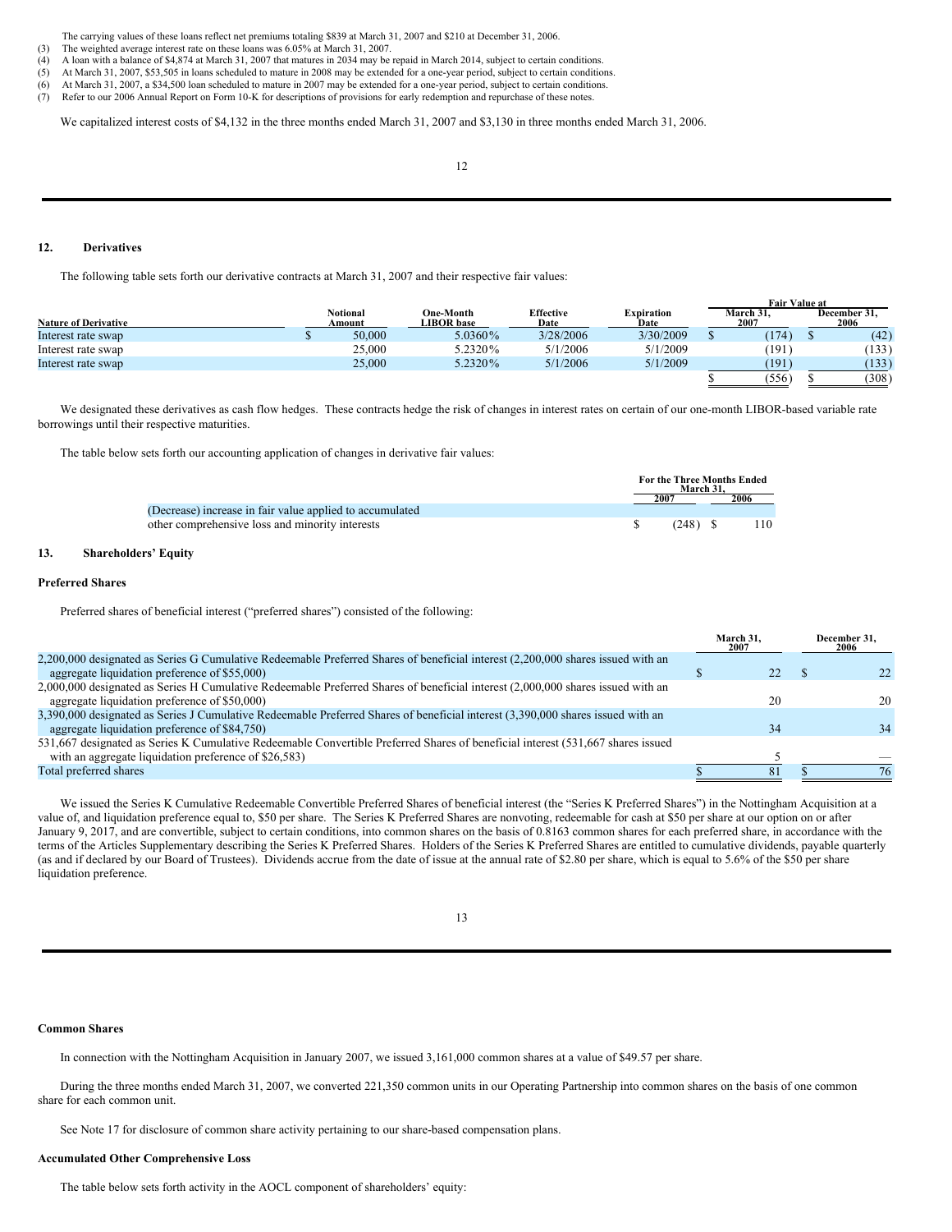The carrying values of these loans reflect net premiums totaling $839 at March 31, 2007 and $210 at December 31, 2006.

(3) The weighted average interest rate on these loans was 6.05% at March 31, 2007.
(4) A loan with a balance of $4,874 at March 31, 2007 that matures in 2034 may be repaid in March 2014, subject to certain conditions.
(5) At March 31, 2007, $53,505 in loans scheduled to mature in 2008 may be extended for a one-year period, subject to certain conditions.
(6) At March 31, 2007, a $34,500 loan scheduled to mature in 2007 may be extended for a one-year period, subject to certain conditions.
(7) Refer to our 2006 Annual Report on Form 10-K for descriptions of provisions for early redemption and repurchase of these notes.

We capitalized interest costs of $4,132 in the three months ended March 31, 2007 and $3,130 in three months ended March 31, 2006.

## 12. Derivatives

The following table sets forth our derivative contracts at March 31, 2007 and their respective fair values:

| | | | | | Fair Value at | |
|---|---|---|---|---|---|---|
| Nature of Derivative | Notional Amount | One-Month LIBOR base | Effective Date | Expiration Date | March 31, 2007 | December 31, 2006 |
| Interest rate swap | $ 50,000 | 5.0360% | 3/28/2006 | 3/30/2009 | $ (174) | $ (42) |
| Interest rate swap | 25,000 | 5.2320% | 5/1/2006 | 5/1/2009 | (191) | (133) |
| Interest rate swap | 25,000 | 5.2320% | 5/1/2006 | 5/1/2009 | (191) | (133) |
| | | | | | $ (556) | $ (308) |

We designated these derivatives as cash flow hedges. These contracts hedge the risk of changes in interest rates on certain of our one-month LIBOR-based variable rate borrowings until their respective maturities.

The table below sets forth our accounting application of changes in derivative fair values:

| | For the Three Months Ended March 31, | |
|---|---|---|
| | 2007 | 2006 |
| (Decrease) increase in fair value applied to accumulated other comprehensive loss and minority interests | $ (248) | $ 110 |

## 13. Shareholders' Equity

### Preferred Shares

Preferred shares of beneficial interest ("preferred shares") consisted of the following:

| | March 31, 2007 | December 31, 2006 |
|---|---|---|
| 2,200,000 designated as Series G Cumulative Redeemable Preferred Shares of beneficial interest (2,200,000 shares issued with an aggregate liquidation preference of $55,000) | $ 22 | $ 22 |
| 2,000,000 designated as Series H Cumulative Redeemable Preferred Shares of beneficial interest (2,000,000 shares issued with an aggregate liquidation preference of $50,000) | 20 | 20 |
| 3,390,000 designated as Series J Cumulative Redeemable Preferred Shares of beneficial interest (3,390,000 shares issued with an aggregate liquidation preference of $84,750) | 34 | 34 |
| 531,667 designated as Series K Cumulative Redeemable Convertible Preferred Shares of beneficial interest (531,667 shares issued with an aggregate liquidation preference of $26,583) | 5 | — |
| Total preferred shares | $ 81 | $ 76 |

We issued the Series K Cumulative Redeemable Convertible Preferred Shares of beneficial interest (the "Series K Preferred Shares") in the Nottingham Acquisition at a value of, and liquidation preference equal to, $50 per share. The Series K Preferred Shares are nonvoting, redeemable for cash at $50 per share at our option on or after January 9, 2017, and are convertible, subject to certain conditions, into common shares on the basis of 0.8163 common shares for each preferred share, in accordance with the terms of the Articles Supplementary describing the Series K Preferred Shares. Holders of the Series K Preferred Shares are entitled to cumulative dividends, payable quarterly (as and if declared by our Board of Trustees). Dividends accrue from the date of issue at the annual rate of $2.80 per share, which is equal to 5.6% of the $50 per share liquidation preference.

### Common Shares

In connection with the Nottingham Acquisition in January 2007, we issued 3,161,000 common shares at a value of $49.57 per share.

During the three months ended March 31, 2007, we converted 221,350 common units in our Operating Partnership into common shares on the basis of one common share for each common unit.

See Note 17 for disclosure of common share activity pertaining to our share-based compensation plans.

### Accumulated Other Comprehensive Loss

The table below sets forth activity in the AOCL component of shareholders' equity: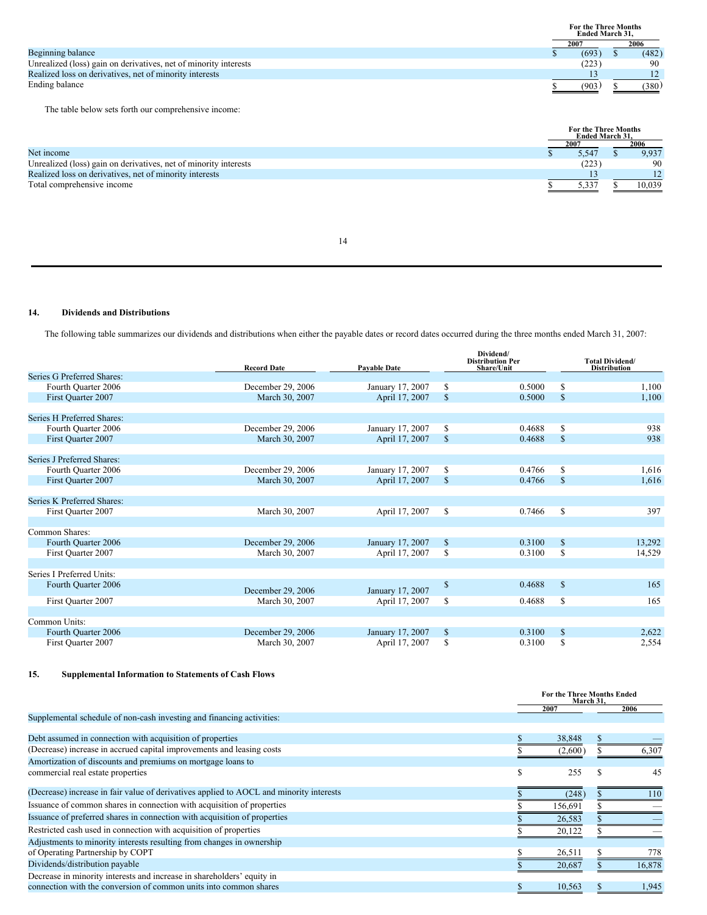| | For the Three Months Ended March 31, | |
|---|---|---|
| | 2007 | 2006 |
| Beginning balance | $ (693) | $ (482) |
| Unrealized (loss) gain on derivatives, net of minority interests | (223) | 90 |
| Realized loss on derivatives, net of minority interests | 13 | 12 |
| Ending balance | $ (903) | $ (380) |

The table below sets forth our comprehensive income:

| | For the Three Months Ended March 31, | |
|---|---|---|
| | 2007 | 2006 |
| Net income | $ 5,547 | $ 9,937 |
| Unrealized (loss) gain on derivatives, net of minority interests | (223) | 90 |
| Realized loss on derivatives, net of minority interests | 13 | 12 |
| Total comprehensive income | $ 5,337 | $ 10,039 |

## 14. Dividends and Distributions

The following table summarizes our dividends and distributions when either the payable dates or record dates occurred during the three months ended March 31, 2007:

| | Record Date | Payable Date | Dividend/ Distribution Per Share/Unit | Total Dividend/ Distribution |
|---|---|---|---|---|
| Series G Preferred Shares: | | | | |
| Fourth Quarter 2006 | December 29, 2006 | January 17, 2007 | $ 0.5000 | $ 1,100 |
| First Quarter 2007 | March 30, 2007 | April 17, 2007 | $ 0.5000 | $ 1,100 |
| Series H Preferred Shares: | | | | |
| Fourth Quarter 2006 | December 29, 2006 | January 17, 2007 | $ 0.4688 | $ 938 |
| First Quarter 2007 | March 30, 2007 | April 17, 2007 | $ 0.4688 | $ 938 |
| Series J Preferred Shares: | | | | |
| Fourth Quarter 2006 | December 29, 2006 | January 17, 2007 | $ 0.4766 | $ 1,616 |
| First Quarter 2007 | March 30, 2007 | April 17, 2007 | $ 0.4766 | $ 1,616 |
| Series K Preferred Shares: | | | | |
| First Quarter 2007 | March 30, 2007 | April 17, 2007 | $ 0.7466 | $ 397 |
| Common Shares: | | | | |
| Fourth Quarter 2006 | December 29, 2006 | January 17, 2007 | $ 0.3100 | $ 13,292 |
| First Quarter 2007 | March 30, 2007 | April 17, 2007 | $ 0.3100 | $ 14,529 |
| Series I Preferred Units: | | | | |
| Fourth Quarter 2006 | December 29, 2006 | January 17, 2007 | $ 0.4688 | $ 165 |
| First Quarter 2007 | March 30, 2007 | April 17, 2007 | $ 0.4688 | $ 165 |
| Common Units: | | | | |
| Fourth Quarter 2006 | December 29, 2006 | January 17, 2007 | $ 0.3100 | $ 2,622 |
| First Quarter 2007 | March 30, 2007 | April 17, 2007 | $ 0.3100 | $ 2,554 |

## 15. Supplemental Information to Statements of Cash Flows

| | For the Three Months Ended March 31, | |
|---|---|---|
| | 2007 | 2006 |
| Supplemental schedule of non-cash investing and financing activities: | | |
| Debt assumed in connection with acquisition of properties | $ 38,848 | $ — |
| (Decrease) increase in accrued capital improvements and leasing costs | $ (2,600) | $ 6,307 |
| Amortization of discounts and premiums on mortgage loans to commercial real estate properties | $ 255 | $ 45 |
| (Decrease) increase in fair value of derivatives applied to AOCL and minority interests | $ (248) | $ 110 |
| Issuance of common shares in connection with acquisition of properties | $ 156,691 | $ — |
| Issuance of preferred shares in connection with acquisition of properties | $ 26,583 | $ — |
| Restricted cash used in connection with acquisition of properties | $ 20,122 | $ — |
| Adjustments to minority interests resulting from changes in ownership of Operating Partnership by COPT | $ 26,511 | $ 778 |
| Dividends/distribution payable | $ 20,687 | $ 16,878 |
| Decrease in minority interests and increase in shareholders' equity in connection with the conversion of common units into common shares | $ 10,563 | $ 1,945 |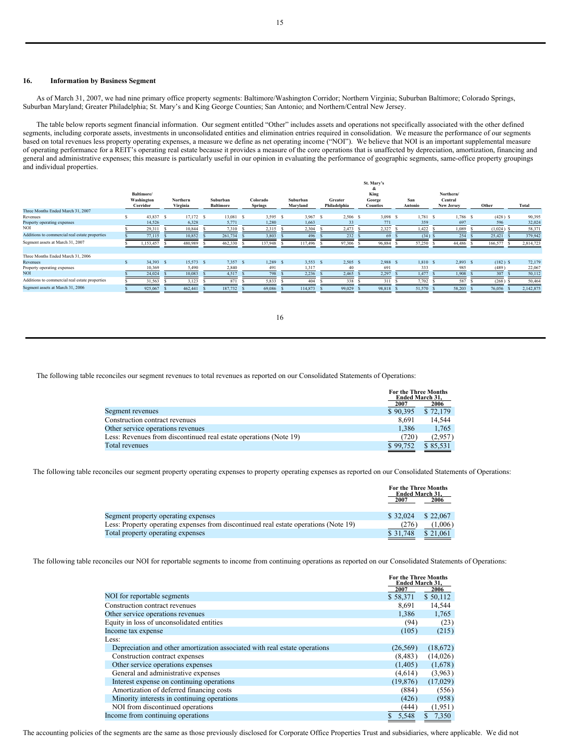## 16. Information by Business Segment

As of March 31, 2007, we had nine primary office property segments: Baltimore/Washington Corridor; Northern Virginia; Suburban Baltimore; Colorado Springs, Suburban Maryland; Greater Philadelphia; St. Mary's and King George Counties; San Antonio; and Northern/Central New Jersey.

The table below reports segment financial information. Our segment entitled "Other" includes assets and operations not specifically associated with the other defined segments, including corporate assets, investments in unconsolidated entities and elimination entries required in consolidation. We measure the performance of our segments based on total revenues less property operating expenses, a measure we define as net operating income ("NOI"). We believe that NOI is an important supplemental measure of operating performance for a REIT's operating real estate because it provides a measure of the core operations that is unaffected by depreciation, amortization, financing and general and administrative expenses; this measure is particularly useful in our opinion in evaluating the performance of geographic segments, same-office property groupings and individual properties.

| | Baltimore/ Washington Corridor | Northern Virginia | Suburban Baltimore | Colorado Springs | Suburban Maryland | Greater Philadelphia | St. Mary's & King George Counties | San Antonio | Northern/ Central New Jersey | Other | Total |
|---|---|---|---|---|---|---|---|---|---|---|---|
| Three Months Ended March 31, 2007 | | | | | | | | | | | |
| Revenues | $ 43,837 | $ 17,172 | $ 13,081 | $ 3,595 | $ 3,967 | $ 2,506 | $ 3,098 | $ 1,781 | $ 1,786 | $ (428) | $ 90,395 |
| Property operating expenses | 14,526 | 6,328 | 5,771 | 1,280 | 1,663 | 33 | 771 | 359 | 697 | 596 | 32,024 |
| NOI | $ 29,311 | $ 10,844 | $ 7,310 | $ 2,315 | $ 2,304 | $ 2,473 | $ 2,327 | $ 1,422 | $ 1,089 | $ (1,024) | $ 58,371 |
| Additions to commercial real estate properties | $ 77,115 | $ 10,852 | $ 261,734 | $ 3,803 | $ 496 | $ 232 | $ 69 | $ (34) | $ 254 | $ 25,421 | $ 379,942 |
| Segment assets at March 31, 2007 | $ 1,153,457 | $ 480,989 | $ 462,330 | $ 137,948 | $ 117,496 | $ 97,306 | $ 96,884 | $ 57,250 | $ 44,486 | $ 166,577 | $ 2,814,723 |
| Three Months Ended March 31, 2006 | | | | | | | | | | | |
| Revenues | $ 34,393 | $ 15,573 | $ 7,357 | $ 1,289 | $ 3,553 | $ 2,505 | $ 2,988 | $ 1,810 | $ 2,893 | $ (182) | $ 72,179 |
| Property operating expenses | 10,369 | 5,490 | 2,840 | 491 | 1,317 | 40 | 691 | 333 | 985 | (489) | 22,067 |
| NOI | $ 24,024 | $ 10,083 | $ 4,517 | $ 798 | $ 2,236 | $ 2,465 | $ 2,297 | $ 1,477 | $ 1,908 | $ 307 | $ 50,112 |
| Additions to commercial real estate properties | $ 31,563 | $ 3,123 | $ 871 | $ 5,833 | $ 404 | $ 338 | $ 311 | $ 7,702 | $ 587 | $ (268) | $ 50,464 |
| Segment assets at March 31, 2006 | $ 925,067 | $ 462,441 | $ 187,732 | $ 69,086 | $ 114,873 | $ 99,029 | $ 98,818 | $ 51,570 | $ 58,203 | $ 76,056 | $ 2,142,875 |

The following table reconciles our segment revenues to total revenues as reported on our Consolidated Statements of Operations:

| | For the Three Months Ended March 31, 2007 | 2006 |
|---|---|---|
| Segment revenues | $ 90,395 | $ 72,179 |
| Construction contract revenues | 8,691 | 14,544 |
| Other service operations revenues | 1,386 | 1,765 |
| Less: Revenues from discontinued real estate operations (Note 19) | (720) | (2,957) |
| Total revenues | $ 99,752 | $ 85,531 |

The following table reconciles our segment property operating expenses to property operating expenses as reported on our Consolidated Statements of Operations:

| | For the Three Months Ended March 31, 2007 | 2006 |
|---|---|---|
| Segment property operating expenses | $ 32,024 | $ 22,067 |
| Less: Property operating expenses from discontinued real estate operations (Note 19) | (276) | (1,006) |
| Total property operating expenses | $ 31,748 | $ 21,061 |

The following table reconciles our NOI for reportable segments to income from continuing operations as reported on our Consolidated Statements of Operations:

| | For the Three Months Ended March 31, 2007 | 2006 |
|---|---|---|
| NOI for reportable segments | $ 58,371 | $ 50,112 |
| Construction contract revenues | 8,691 | 14,544 |
| Other service operations revenues | 1,386 | 1,765 |
| Equity in loss of unconsolidated entities | (94) | (23) |
| Income tax expense | (105) | (215) |
| Less: | | |
| Depreciation and other amortization associated with real estate operations | (26,569) | (18,672) |
| Construction contract expenses | (8,483) | (14,026) |
| Other service operations expenses | (1,405) | (1,678) |
| General and administrative expenses | (4,614) | (3,963) |
| Interest expense on continuing operations | (19,876) | (17,029) |
| Amortization of deferred financing costs | (884) | (556) |
| Minority interests in continuing operations | (426) | (958) |
| NOI from discontinued operations | (444) | (1,951) |
| Income from continuing operations | $ 5,548 | $ 7,350 |

The accounting policies of the segments are the same as those previously disclosed for Corporate Office Properties Trust and subsidiaries, where applicable. We did not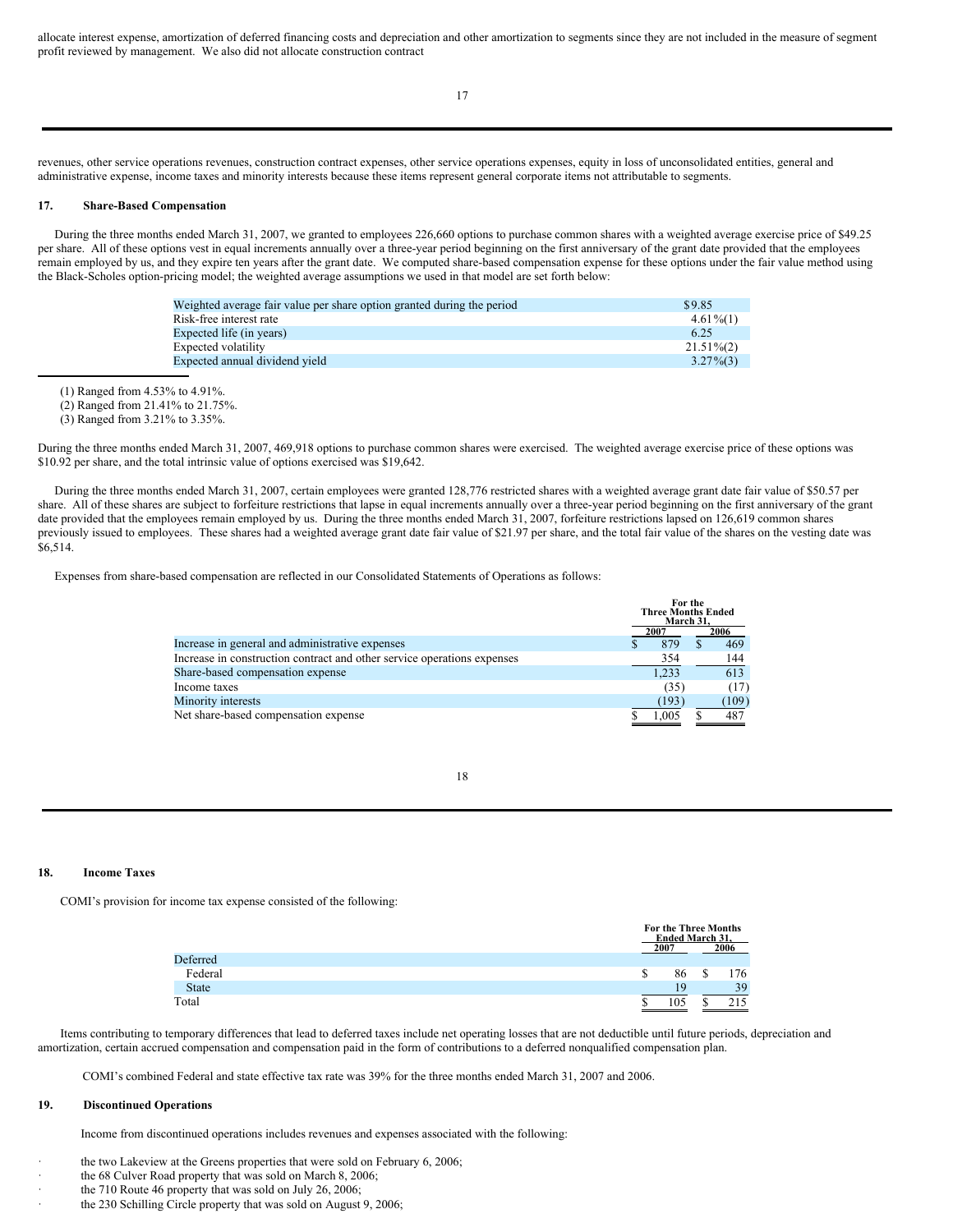allocate interest expense, amortization of deferred financing costs and depreciation and other amortization to segments since they are not included in the measure of segment profit reviewed by management. We also did not allocate construction contract

revenues, other service operations revenues, construction contract expenses, other service operations expenses, equity in loss of unconsolidated entities, general and administrative expense, income taxes and minority interests because these items represent general corporate items not attributable to segments.

## 17. Share-Based Compensation

During the three months ended March 31, 2007, we granted to employees 226,660 options to purchase common shares with a weighted average exercise price of $49.25 per share. All of these options vest in equal increments annually over a three-year period beginning on the first anniversary of the grant date provided that the employees remain employed by us, and they expire ten years after the grant date. We computed share-based compensation expense for these options under the fair value method using the Black-Scholes option-pricing model; the weighted average assumptions we used in that model are set forth below:

| | |
|---|---|
| Weighted average fair value per share option granted during the period | $9.85 |
| Risk-free interest rate | 4.61%(1) |
| Expected life (in years) | 6.25 |
| Expected volatility | 21.51%(2) |
| Expected annual dividend yield | 3.27%(3) |

(1) Ranged from 4.53% to 4.91%.
(2) Ranged from 21.41% to 21.75%.
(3) Ranged from 3.21% to 3.35%.

During the three months ended March 31, 2007, 469,918 options to purchase common shares were exercised. The weighted average exercise price of these options was $10.92 per share, and the total intrinsic value of options exercised was $19,642.

During the three months ended March 31, 2007, certain employees were granted 128,776 restricted shares with a weighted average grant date fair value of $50.57 per share. All of these shares are subject to forfeiture restrictions that lapse in equal increments annually over a three-year period beginning on the first anniversary of the grant date provided that the employees remain employed by us. During the three months ended March 31, 2007, forfeiture restrictions lapsed on 126,619 common shares previously issued to employees. These shares had a weighted average grant date fair value of $21.97 per share, and the total fair value of the shares on the vesting date was $6,514.

Expenses from share-based compensation are reflected in our Consolidated Statements of Operations as follows:

| | For the Three Months Ended March 31, | |
|---|---|---|
| | 2007 | 2006 |
| Increase in general and administrative expenses | $ 879 | $ 469 |
| Increase in construction contract and other service operations expenses | 354 | 144 |
| Share-based compensation expense | 1,233 | 613 |
| Income taxes | (35) | (17) |
| Minority interests | (193) | (109) |
| Net share-based compensation expense | $ 1,005 | $ 487 |

## 18. Income Taxes

COMI's provision for income tax expense consisted of the following:

| | For the Three Months Ended March 31, | |
|---|---|---|
| | 2007 | 2006 |
| Deferred | | |
| Federal | $ 86 | $ 176 |
| State | 19 | 39 |
| Total | $ 105 | $ 215 |

Items contributing to temporary differences that lead to deferred taxes include net operating losses that are not deductible until future periods, depreciation and amortization, certain accrued compensation and compensation paid in the form of contributions to a deferred nonqualified compensation plan.

COMI's combined Federal and state effective tax rate was 39% for the three months ended March 31, 2007 and 2006.

## 19. Discontinued Operations

Income from discontinued operations includes revenues and expenses associated with the following:

- the two Lakeview at the Greens properties that were sold on February 6, 2006;
- the 68 Culver Road property that was sold on March 8, 2006;
- the 710 Route 46 property that was sold on July 26, 2006;
- the 230 Schilling Circle property that was sold on August 9, 2006;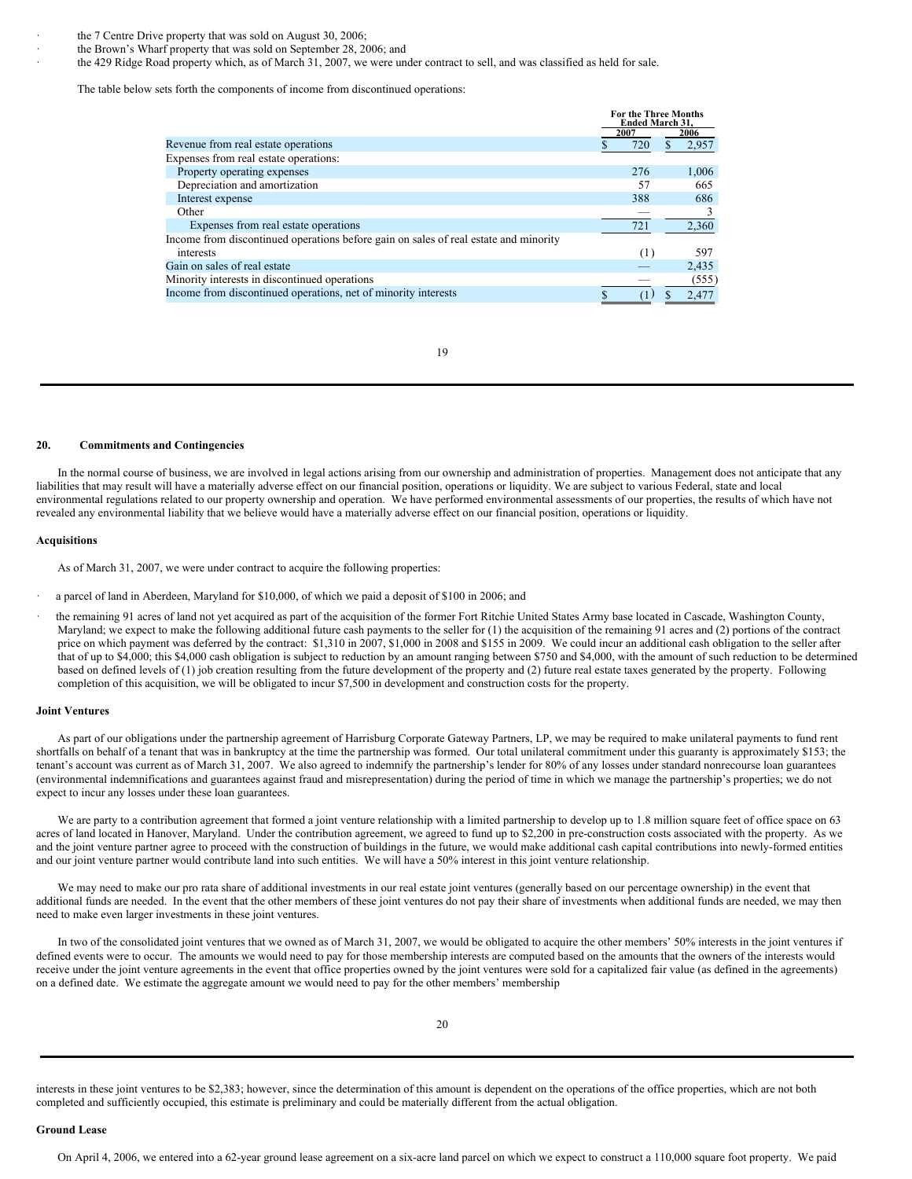- the 7 Centre Drive property that was sold on August 30, 2006;
- the Brown's Wharf property that was sold on September 28, 2006; and
- the 429 Ridge Road property which, as of March 31, 2007, we were under contract to sell, and was classified as held for sale.

The table below sets forth the components of income from discontinued operations:

| | For the Three Months Ended March 31, | |
|---|---|---|
| | 2007 | 2006 |
| Revenue from real estate operations | $ 720 | $ 2,957 |
| Expenses from real estate operations: | | |
| Property operating expenses | 276 | 1,006 |
| Depreciation and amortization | 57 | 665 |
| Interest expense | 388 | 686 |
| Other | — | 3 |
| Expenses from real estate operations | 721 | 2,360 |
| Income from discontinued operations before gain on sales of real estate and minority interests | (1) | 597 |
| Gain on sales of real estate | — | 2,435 |
| Minority interests in discontinued operations | — | (555) |
| Income from discontinued operations, net of minority interests | $ (1) | $ 2,477 |

## 20. Commitments and Contingencies

In the normal course of business, we are involved in legal actions arising from our ownership and administration of properties. Management does not anticipate that any liabilities that may result will have a materially adverse effect on our financial position, operations or liquidity. We are subject to various Federal, state and local environmental regulations related to our property ownership and operation. We have performed environmental assessments of our properties, the results of which have not revealed any environmental liability that we believe would have a materially adverse effect on our financial position, operations or liquidity.

### Acquisitions

As of March 31, 2007, we were under contract to acquire the following properties:

- a parcel of land in Aberdeen, Maryland for $10,000, of which we paid a deposit of $100 in 2006; and
- the remaining 91 acres of land not yet acquired as part of the acquisition of the former Fort Ritchie United States Army base located in Cascade, Washington County, Maryland; we expect to make the following additional future cash payments to the seller for (1) the acquisition of the remaining 91 acres and (2) portions of the contract price on which payment was deferred by the contract: $1,310 in 2007, $1,000 in 2008 and $155 in 2009. We could incur an additional cash obligation to the seller after that of up to $4,000; this $4,000 cash obligation is subject to reduction by an amount ranging between $750 and $4,000, with the amount of such reduction to be determined based on defined levels of (1) job creation resulting from the future development of the property and (2) future real estate taxes generated by the property. Following completion of this acquisition, we will be obligated to incur $7,500 in development and construction costs for the property.

### Joint Ventures

As part of our obligations under the partnership agreement of Harrisburg Corporate Gateway Partners, LP, we may be required to make unilateral payments to fund rent shortfalls on behalf of a tenant that was in bankruptcy at the time the partnership was formed. Our total unilateral commitment under this guaranty is approximately $153; the tenant's account was current as of March 31, 2007. We also agreed to indemnify the partnership's lender for 80% of any losses under standard nonrecourse loan guarantees (environmental indemnifications and guarantees against fraud and misrepresentation) during the period of time in which we manage the partnership's properties; we do not expect to incur any losses under these loan guarantees.

We are party to a contribution agreement that formed a joint venture relationship with a limited partnership to develop up to 1.8 million square feet of office space on 63 acres of land located in Hanover, Maryland. Under the contribution agreement, we agreed to fund up to $2,200 in pre-construction costs associated with the property. As we and the joint venture partner agree to proceed with the construction of buildings in the future, we would make additional cash capital contributions into newly-formed entities and our joint venture partner would contribute land into such entities. We will have a 50% interest in this joint venture relationship.

We may need to make our pro rata share of additional investments in our real estate joint ventures (generally based on our percentage ownership) in the event that additional funds are needed. In the event that the other members of these joint ventures do not pay their share of investments when additional funds are needed, we may then need to make even larger investments in these joint ventures.

In two of the consolidated joint ventures that we owned as of March 31, 2007, we would be obligated to acquire the other members' 50% interests in the joint ventures if defined events were to occur. The amounts we would need to pay for those membership interests are computed based on the amounts that the owners of the interests would receive under the joint venture agreements in the event that office properties owned by the joint ventures were sold for a capitalized fair value (as defined in the agreements) on a defined date. We estimate the aggregate amount we would need to pay for the other members' membership interests in these joint ventures to be $2,383; however, since the determination of this amount is dependent on the operations of the office properties, which are not both completed and sufficiently occupied, this estimate is preliminary and could be materially different from the actual obligation.

### Ground Lease

On April 4, 2006, we entered into a 62-year ground lease agreement on a six-acre land parcel on which we expect to construct a 110,000 square foot property. We paid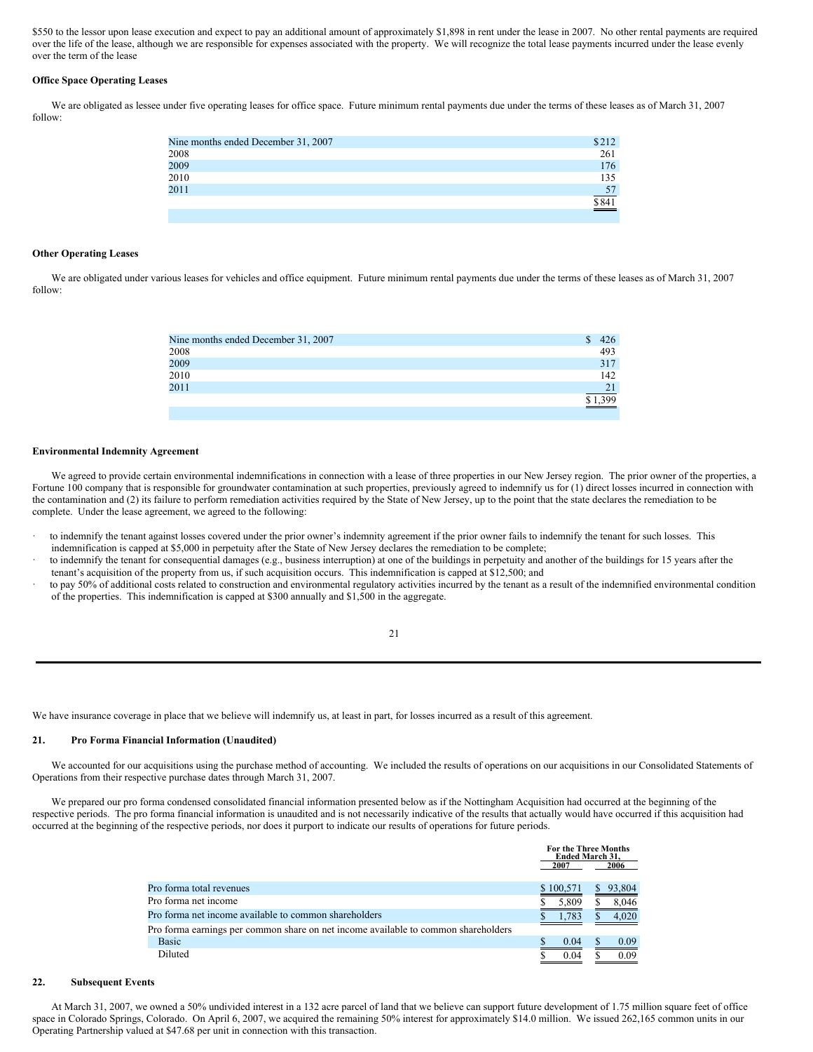$550 to the lessor upon lease execution and expect to pay an additional amount of approximately $1,898 in rent under the lease in 2007. No other rental payments are required over the life of the lease, although we are responsible for expenses associated with the property. We will recognize the total lease payments incurred under the lease evenly over the term of the lease

**Office Space Operating Leases**

We are obligated as lessee under five operating leases for office space. Future minimum rental payments due under the terms of these leases as of March 31, 2007 follow:

| | |
|---|---|
| Nine months ended December 31, 2007 | $212 |
| 2008 | 261 |
| 2009 | 176 |
| 2010 | 135 |
| 2011 | 57 |
| | $841 |

**Other Operating Leases**

We are obligated under various leases for vehicles and office equipment. Future minimum rental payments due under the terms of these leases as of March 31, 2007 follow:

| | |
|---|---|
| Nine months ended December 31, 2007 | $ 426 |
| 2008 | 493 |
| 2009 | 317 |
| 2010 | 142 |
| 2011 | 21 |
| | $ 1,399 |

**Environmental Indemnity Agreement**

We agreed to provide certain environmental indemnifications in connection with a lease of three properties in our New Jersey region. The prior owner of the properties, a Fortune 100 company that is responsible for groundwater contamination at such properties, previously agreed to indemnify us for (1) direct losses incurred in connection with the contamination and (2) its failure to perform remediation activities required by the State of New Jersey, up to the point that the state declares the remediation to be complete. Under the lease agreement, we agreed to the following:

- to indemnify the tenant against losses covered under the prior owner's indemnity agreement if the prior owner fails to indemnify the tenant for such losses. This indemnification is capped at $5,000 in perpetuity after the State of New Jersey declares the remediation to be complete;
- to indemnify the tenant for consequential damages (e.g., business interruption) at one of the buildings in perpetuity and another of the buildings for 15 years after the tenant's acquisition of the property from us, if such acquisition occurs. This indemnification is capped at $12,500; and
- to pay 50% of additional costs related to construction and environmental regulatory activities incurred by the tenant as a result of the indemnified environmental condition of the properties. This indemnification is capped at $300 annually and $1,500 in the aggregate.

We have insurance coverage in place that we believe will indemnify us, at least in part, for losses incurred as a result of this agreement.

## 21. Pro Forma Financial Information (Unaudited)

We accounted for our acquisitions using the purchase method of accounting. We included the results of operations on our acquisitions in our Consolidated Statements of Operations from their respective purchase dates through March 31, 2007.

We prepared our pro forma condensed consolidated financial information presented below as if the Nottingham Acquisition had occurred at the beginning of the respective periods. The pro forma financial information is unaudited and is not necessarily indicative of the results that actually would have occurred if this acquisition had occurred at the beginning of the respective periods, nor does it purport to indicate our results of operations for future periods.

| | For the Three Months Ended March 31, | |
|---|---|---|
| | 2007 | 2006 |
| Pro forma total revenues | $ 100,571 | $ 93,804 |
| Pro forma net income | $ 5,809 | $ 8,046 |
| Pro forma net income available to common shareholders | $ 1,783 | $ 4,020 |
| Pro forma earnings per common share on net income available to common shareholders | | |
| Basic | $ 0.04 | $ 0.09 |
| Diluted | $ 0.04 | $ 0.09 |

## 22. Subsequent Events

At March 31, 2007, we owned a 50% undivided interest in a 132 acre parcel of land that we believe can support future development of 1.75 million square feet of office space in Colorado Springs, Colorado. On April 6, 2007, we acquired the remaining 50% interest for approximately $14.0 million. We issued 262,165 common units in our Operating Partnership valued at $47.68 per unit in connection with this transaction.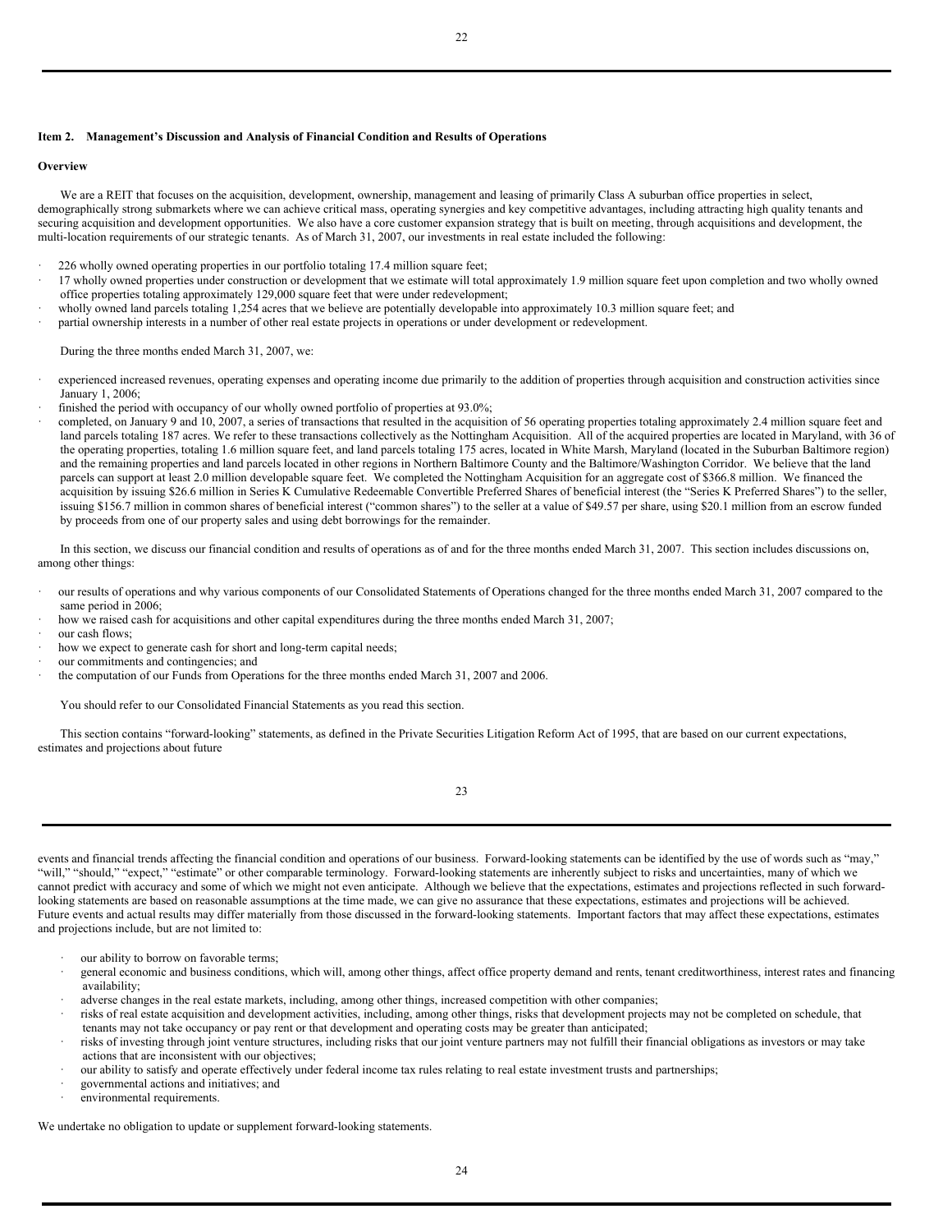## Item 2. Management's Discussion and Analysis of Financial Condition and Results of Operations

### Overview

We are a REIT that focuses on the acquisition, development, ownership, management and leasing of primarily Class A suburban office properties in select, demographically strong submarkets where we can achieve critical mass, operating synergies and key competitive advantages, including attracting high quality tenants and securing acquisition and development opportunities. We also have a core customer expansion strategy that is built on meeting, through acquisitions and development, the multi-location requirements of our strategic tenants. As of March 31, 2007, our investments in real estate included the following:

- 226 wholly owned operating properties in our portfolio totaling 17.4 million square feet;
- 17 wholly owned properties under construction or development that we estimate will total approximately 1.9 million square feet upon completion and two wholly owned office properties totaling approximately 129,000 square feet that were under redevelopment;
- wholly owned land parcels totaling 1,254 acres that we believe are potentially developable into approximately 10.3 million square feet; and
- partial ownership interests in a number of other real estate projects in operations or under development or redevelopment.

During the three months ended March 31, 2007, we:

- experienced increased revenues, operating expenses and operating income due primarily to the addition of properties through acquisition and construction activities since January 1, 2006;
- finished the period with occupancy of our wholly owned portfolio of properties at 93.0%;
- completed, on January 9 and 10, 2007, a series of transactions that resulted in the acquisition of 56 operating properties totaling approximately 2.4 million square feet and land parcels totaling 187 acres. We refer to these transactions collectively as the Nottingham Acquisition. All of the acquired properties are located in Maryland, with 36 of the operating properties, totaling 1.6 million square feet, and land parcels totaling 175 acres, located in White Marsh, Maryland (located in the Suburban Baltimore region) and the remaining properties and land parcels located in other regions in Northern Baltimore County and the Baltimore/Washington Corridor. We believe that the land parcels can support at least 2.0 million developable square feet. We completed the Nottingham Acquisition for an aggregate cost of $366.8 million. We financed the acquisition by issuing $26.6 million in Series K Cumulative Redeemable Convertible Preferred Shares of beneficial interest (the "Series K Preferred Shares") to the seller, issuing $156.7 million in common shares of beneficial interest ("common shares") to the seller at a value of $49.57 per share, using $20.1 million from an escrow funded by proceeds from one of our property sales and using debt borrowings for the remainder.

In this section, we discuss our financial condition and results of operations as of and for the three months ended March 31, 2007. This section includes discussions on, among other things:

- our results of operations and why various components of our Consolidated Statements of Operations changed for the three months ended March 31, 2007 compared to the same period in 2006;
- how we raised cash for acquisitions and other capital expenditures during the three months ended March 31, 2007;
- our cash flows;
- how we expect to generate cash for short and long-term capital needs;
- our commitments and contingencies; and
- the computation of our Funds from Operations for the three months ended March 31, 2007 and 2006.

You should refer to our Consolidated Financial Statements as you read this section.

This section contains "forward-looking" statements, as defined in the Private Securities Litigation Reform Act of 1995, that are based on our current expectations, estimates and projections about future events and financial trends affecting the financial condition and operations of our business. Forward-looking statements can be identified by the use of words such as "may," "will," "should," "expect," "estimate" or other comparable terminology. Forward-looking statements are inherently subject to risks and uncertainties, many of which we cannot predict with accuracy and some of which we might not even anticipate. Although we believe that the expectations, estimates and projections reflected in such forward-looking statements are based on reasonable assumptions at the time made, we can give no assurance that these expectations, estimates and projections will be achieved. Future events and actual results may differ materially from those discussed in the forward-looking statements. Important factors that may affect these expectations, estimates and projections include, but are not limited to:

- our ability to borrow on favorable terms;
- general economic and business conditions, which will, among other things, affect office property demand and rents, tenant creditworthiness, interest rates and financing availability;
- adverse changes in the real estate markets, including, among other things, increased competition with other companies;
- risks of real estate acquisition and development activities, including, among other things, risks that development projects may not be completed on schedule, that tenants may not take occupancy or pay rent or that development and operating costs may be greater than anticipated;
- risks of investing through joint venture structures, including risks that our joint venture partners may not fulfill their financial obligations as investors or may take actions that are inconsistent with our objectives;
- our ability to satisfy and operate effectively under federal income tax rules relating to real estate investment trusts and partnerships;
- governmental actions and initiatives; and
- environmental requirements.

We undertake no obligation to update or supplement forward-looking statements.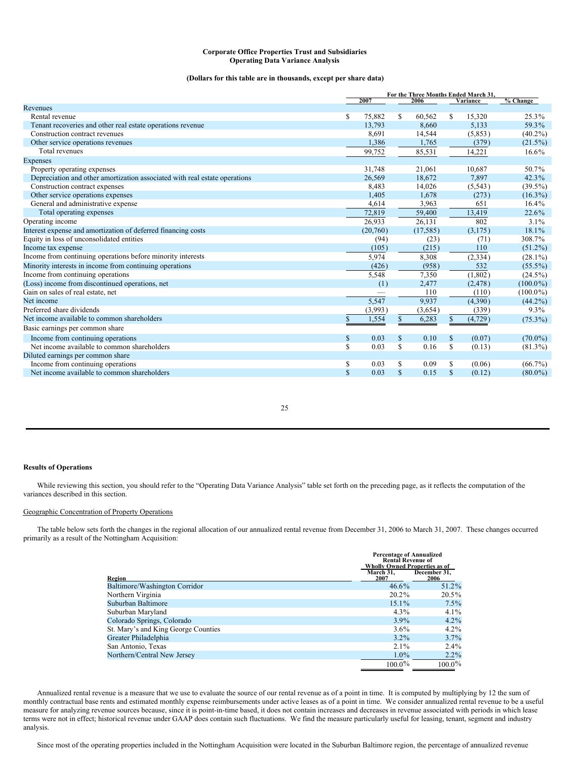**Corporate Office Properties Trust and Subsidiaries**
**Operating Data Variance Analysis**

**(Dollars for this table are in thousands, except per share data)**

| | For the Three Months Ended March 31, | | | |
|---|---|---|---|---|
| | 2007 | 2006 | Variance | % Change |
| Revenues | | | | |
| Rental revenue | $ 75,882 | $ 60,562 | $ 15,320 | 25.3% |
| Tenant recoveries and other real estate operations revenue | 13,793 | 8,660 | 5,133 | 59.3% |
| Construction contract revenues | 8,691 | 14,544 | (5,853) | (40.2%) |
| Other service operations revenues | 1,386 | 1,765 | (379) | (21.5%) |
| Total revenues | 99,752 | 85,531 | 14,221 | 16.6% |
| Expenses | | | | |
| Property operating expenses | 31,748 | 21,061 | 10,687 | 50.7% |
| Depreciation and other amortization associated with real estate operations | 26,569 | 18,672 | 7,897 | 42.3% |
| Construction contract expenses | 8,483 | 14,026 | (5,543) | (39.5%) |
| Other service operations expenses | 1,405 | 1,678 | (273) | (16.3%) |
| General and administrative expense | 4,614 | 3,963 | 651 | 16.4% |
| Total operating expenses | 72,819 | 59,400 | 13,419 | 22.6% |
| Operating income | 26,933 | 26,131 | 802 | 3.1% |
| Interest expense and amortization of deferred financing costs | (20,760) | (17,585) | (3,175) | 18.1% |
| Equity in loss of unconsolidated entities | (94) | (23) | (71) | 308.7% |
| Income tax expense | (105) | (215) | 110 | (51.2%) |
| Income from continuing operations before minority interests | 5,974 | 8,308 | (2,334) | (28.1%) |
| Minority interests in income from continuing operations | (426) | (958) | 532 | (55.5%) |
| Income from continuing operations | 5,548 | 7,350 | (1,802) | (24.5%) |
| (Loss) income from discontinued operations, net | (1) | 2,477 | (2,478) | (100.0%) |
| Gain on sales of real estate, net | — | 110 | (110) | (100.0%) |
| Net income | 5,547 | 9,937 | (4,390) | (44.2%) |
| Preferred share dividends | (3,993) | (3,654) | (339) | 9.3% |
| Net income available to common shareholders | $ 1,554 | $ 6,283 | $ (4,729) | (75.3%) |
| Basic earnings per common share | | | | |
| Income from continuing operations | $ 0.03 | $ 0.10 | $ (0.07) | (70.0%) |
| Net income available to common shareholders | $ 0.03 | $ 0.16 | $ (0.13) | (81.3%) |
| Diluted earnings per common share | | | | |
| Income from continuing operations | $ 0.03 | $ 0.09 | $ (0.06) | (66.7%) |
| Net income available to common shareholders | $ 0.03 | $ 0.15 | $ (0.12) | (80.0%) |

**Results of Operations**

While reviewing this section, you should refer to the "Operating Data Variance Analysis" table set forth on the preceding page, as it reflects the computation of the variances described in this section.

Geographic Concentration of Property Operations

The table below sets forth the changes in the regional allocation of our annualized rental revenue from December 31, 2006 to March 31, 2007. These changes occurred primarily as a result of the Nottingham Acquisition:

| | Percentage of Annualized Rental Revenue of Wholly Owned Properties as of | |
|---|---|---|
| Region | March 31, 2007 | December 31, 2006 |
| Baltimore/Washington Corridor | 46.6% | 51.2% |
| Northern Virginia | 20.2% | 20.5% |
| Suburban Baltimore | 15.1% | 7.5% |
| Suburban Maryland | 4.3% | 4.1% |
| Colorado Springs, Colorado | 3.9% | 4.2% |
| St. Mary's and King George Counties | 3.6% | 4.2% |
| Greater Philadelphia | 3.2% | 3.7% |
| San Antonio, Texas | 2.1% | 2.4% |
| Northern/Central New Jersey | 1.0% | 2.2% |
| | 100.0% | 100.0% |

Annualized rental revenue is a measure that we use to evaluate the source of our rental revenue as of a point in time. It is computed by multiplying by 12 the sum of monthly contractual base rents and estimated monthly expense reimbursements under active leases as of a point in time. We consider annualized rental revenue to be a useful measure for analyzing revenue sources because, since it is point-in-time based, it does not contain increases and decreases in revenue associated with periods in which lease terms were not in effect; historical revenue under GAAP does contain such fluctuations. We find the measure particularly useful for leasing, tenant, segment and industry analysis.

Since most of the operating properties included in the Nottingham Acquisition were located in the Suburban Baltimore region, the percentage of annualized revenue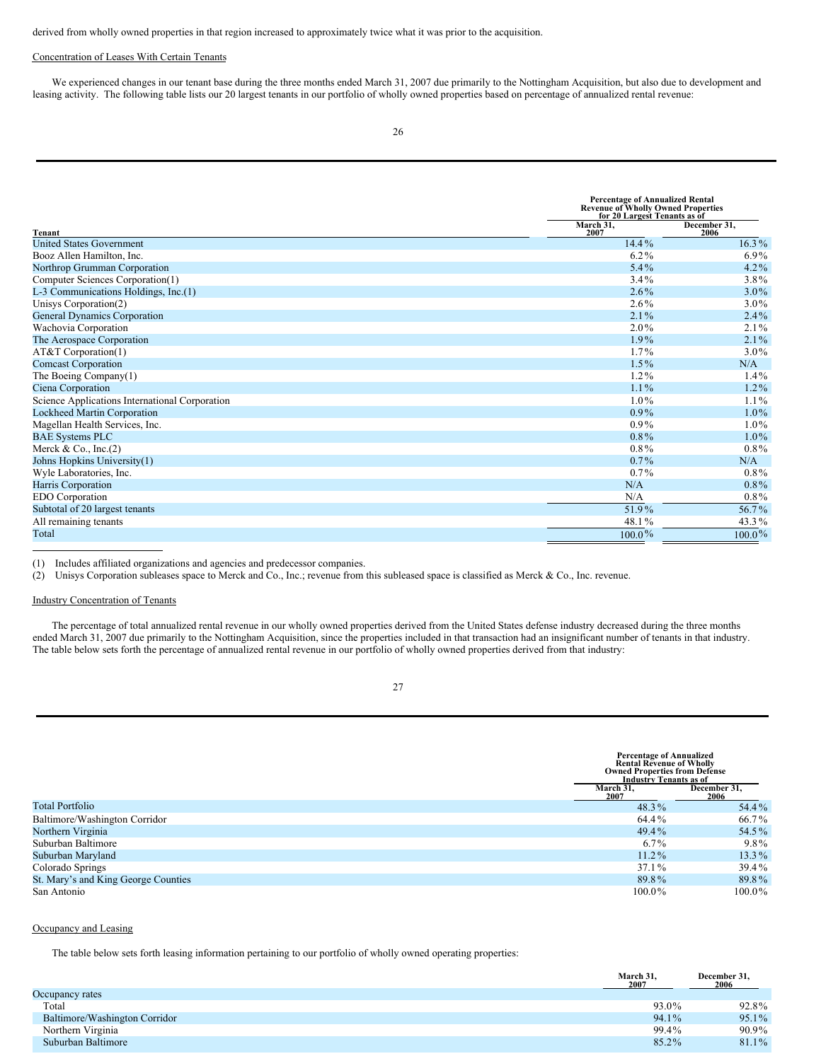derived from wholly owned properties in that region increased to approximately twice what it was prior to the acquisition.

Concentration of Leases With Certain Tenants

We experienced changes in our tenant base during the three months ended March 31, 2007 due primarily to the Nottingham Acquisition, but also due to development and leasing activity. The following table lists our 20 largest tenants in our portfolio of wholly owned properties based on percentage of annualized rental revenue:

| Tenant | Percentage of Annualized Rental Revenue of Wholly Owned Properties for 20 Largest Tenants as of March 31, 2007 | December 31, 2006 |
|---|---|---|
| United States Government | 14.4% | 16.3% |
| Booz Allen Hamilton, Inc. | 6.2% | 6.9% |
| Northrop Grumman Corporation | 5.4% | 4.2% |
| Computer Sciences Corporation(1) | 3.4% | 3.8% |
| L-3 Communications Holdings, Inc.(1) | 2.6% | 3.0% |
| Unisys Corporation(2) | 2.6% | 3.0% |
| General Dynamics Corporation | 2.1% | 2.4% |
| Wachovia Corporation | 2.0% | 2.1% |
| The Aerospace Corporation | 1.9% | 2.1% |
| AT&T Corporation(1) | 1.7% | 3.0% |
| Comcast Corporation | 1.5% | N/A |
| The Boeing Company(1) | 1.2% | 1.4% |
| Ciena Corporation | 1.1% | 1.2% |
| Science Applications International Corporation | 1.0% | 1.1% |
| Lockheed Martin Corporation | 0.9% | 1.0% |
| Magellan Health Services, Inc. | 0.9% | 1.0% |
| BAE Systems PLC | 0.8% | 1.0% |
| Merck & Co., Inc.(2) | 0.8% | 0.8% |
| Johns Hopkins University(1) | 0.7% | N/A |
| Wyle Laboratories, Inc. | 0.7% | 0.8% |
| Harris Corporation | N/A | 0.8% |
| EDO Corporation | N/A | 0.8% |
| Subtotal of 20 largest tenants | 51.9% | 56.7% |
| All remaining tenants | 48.1% | 43.3% |
| Total | 100.0% | 100.0% |

(1) Includes affiliated organizations and agencies and predecessor companies.

(2) Unisys Corporation subleases space to Merck and Co., Inc.; revenue from this subleased space is classified as Merck & Co., Inc. revenue.

Industry Concentration of Tenants

The percentage of total annualized rental revenue in our wholly owned properties derived from the United States defense industry decreased during the three months ended March 31, 2007 due primarily to the Nottingham Acquisition, since the properties included in that transaction had an insignificant number of tenants in that industry. The table below sets forth the percentage of annualized rental revenue in our portfolio of wholly owned properties derived from that industry:

| | Percentage of Annualized Rental Revenue of Wholly Owned Properties from Defense Industry Tenants as of March 31, 2007 | December 31, 2006 |
|---|---|---|
| Total Portfolio | 48.3% | 54.4% |
| Baltimore/Washington Corridor | 64.4% | 66.7% |
| Northern Virginia | 49.4% | 54.5% |
| Suburban Baltimore | 6.7% | 9.8% |
| Suburban Maryland | 11.2% | 13.3% |
| Colorado Springs | 37.1% | 39.4% |
| St. Mary's and King George Counties | 89.8% | 89.8% |
| San Antonio | 100.0% | 100.0% |

Occupancy and Leasing

The table below sets forth leasing information pertaining to our portfolio of wholly owned operating properties:

| | March 31, 2007 | December 31, 2006 |
|---|---|---|
| Occupancy rates | | |
| Total | 93.0% | 92.8% |
| Baltimore/Washington Corridor | 94.1% | 95.1% |
| Northern Virginia | 99.4% | 90.9% |
| Suburban Baltimore | 85.2% | 81.1% |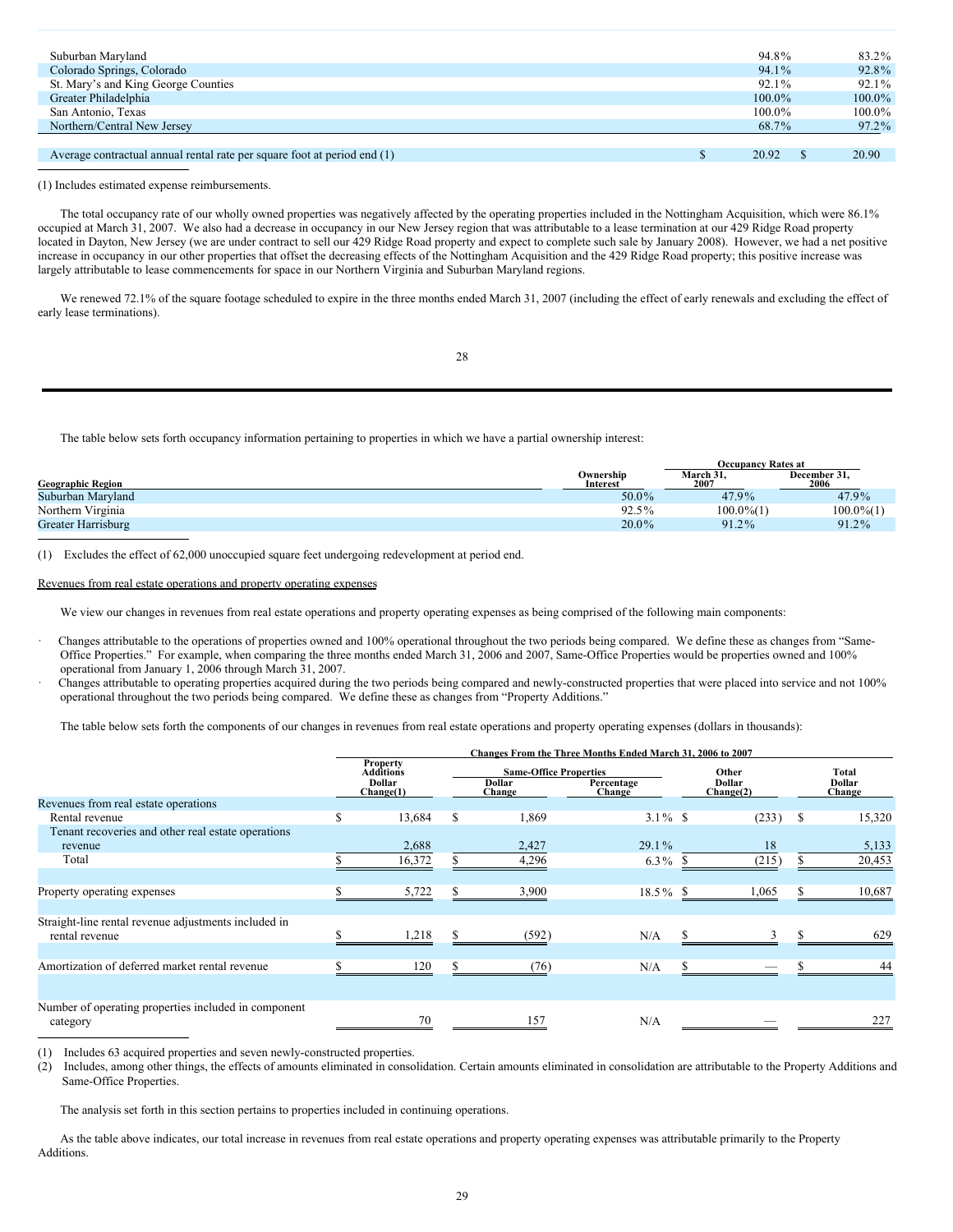| | | |
|---|---|---|
| Suburban Maryland | 94.8% | 83.2% |
| Colorado Springs, Colorado | 94.1% | 92.8% |
| St. Mary's and King George Counties | 92.1% | 92.1% |
| Greater Philadelphia | 100.0% | 100.0% |
| San Antonio, Texas | 100.0% | 100.0% |
| Northern/Central New Jersey | 68.7% | 97.2% |
| | | |
| Average contractual annual rental rate per square foot at period end (1) | $ 20.92 | $ 20.90 |

(1) Includes estimated expense reimbursements.

The total occupancy rate of our wholly owned properties was negatively affected by the operating properties included in the Nottingham Acquisition, which were 86.1% occupied at March 31, 2007. We also had a decrease in occupancy in our New Jersey region that was attributable to a lease termination at our 429 Ridge Road property located in Dayton, New Jersey (we are under contract to sell our 429 Ridge Road property and expect to complete such sale by January 2008). However, we had a net positive increase in occupancy in our other properties that offset the decreasing effects of the Nottingham Acquisition and the 429 Ridge Road property; this positive increase was largely attributable to lease commencements for space in our Northern Virginia and Suburban Maryland regions.

We renewed 72.1% of the square footage scheduled to expire in the three months ended March 31, 2007 (including the effect of early renewals and excluding the effect of early lease terminations).

The table below sets forth occupancy information pertaining to properties in which we have a partial ownership interest:

| | | Occupancy Rates at | |
|---|---|---|---|
| Geographic Region | Ownership Interest | March 31, 2007 | December 31, 2006 |
| Suburban Maryland | 50.0% | 47.9% | 47.9% |
| Northern Virginia | 92.5% | 100.0%(1) | 100.0%(1) |
| Greater Harrisburg | 20.0% | 91.2% | 91.2% |

(1) Excludes the effect of 62,000 unoccupied square feet undergoing redevelopment at period end.

Revenues from real estate operations and property operating expenses

We view our changes in revenues from real estate operations and property operating expenses as being comprised of the following main components:

- Changes attributable to the operations of properties owned and 100% operational throughout the two periods being compared. We define these as changes from "Same-Office Properties." For example, when comparing the three months ended March 31, 2006 and 2007, Same-Office Properties would be properties owned and 100% operational from January 1, 2006 through March 31, 2007.
- Changes attributable to operating properties acquired during the two periods being compared and newly-constructed properties that were placed into service and not 100% operational throughout the two periods being compared. We define these as changes from "Property Additions."

The table below sets forth the components of our changes in revenues from real estate operations and property operating expenses (dollars in thousands):

| | Changes From the Three Months Ended March 31, 2006 to 2007 | | | | |
|---|---|---|---|---|---|
| | Property Additions | Same-Office Properties | | Other | Total |
| | Dollar Change(1) | Dollar Change | Percentage Change | Dollar Change(2) | Dollar Change |
| Revenues from real estate operations | | | | | |
| Rental revenue | $ 13,684 | $ 1,869 | 3.1% | $ (233) | $ 15,320 |
| Tenant recoveries and other real estate operations revenue | 2,688 | 2,427 | 29.1% | 18 | 5,133 |
| Total | $ 16,372 | $ 4,296 | 6.3% | $ (215) | $ 20,453 |
| | | | | | |
| Property operating expenses | $ 5,722 | $ 3,900 | 18.5% | $ 1,065 | $ 10,687 |
| | | | | | |
| Straight-line rental revenue adjustments included in rental revenue | $ 1,218 | $ (592) | N/A | $ 3 | $ 629 |
| | | | | | |
| Amortization of deferred market rental revenue | $ 120 | $ (76) | N/A | $ — | $ 44 |
| | | | | | |
| Number of operating properties included in component category | 70 | 157 | N/A | — | 227 |

(1) Includes 63 acquired properties and seven newly-constructed properties.
(2) Includes, among other things, the effects of amounts eliminated in consolidation. Certain amounts eliminated in consolidation are attributable to the Property Additions and Same-Office Properties.

The analysis set forth in this section pertains to properties included in continuing operations.

As the table above indicates, our total increase in revenues from real estate operations and property operating expenses was attributable primarily to the Property Additions.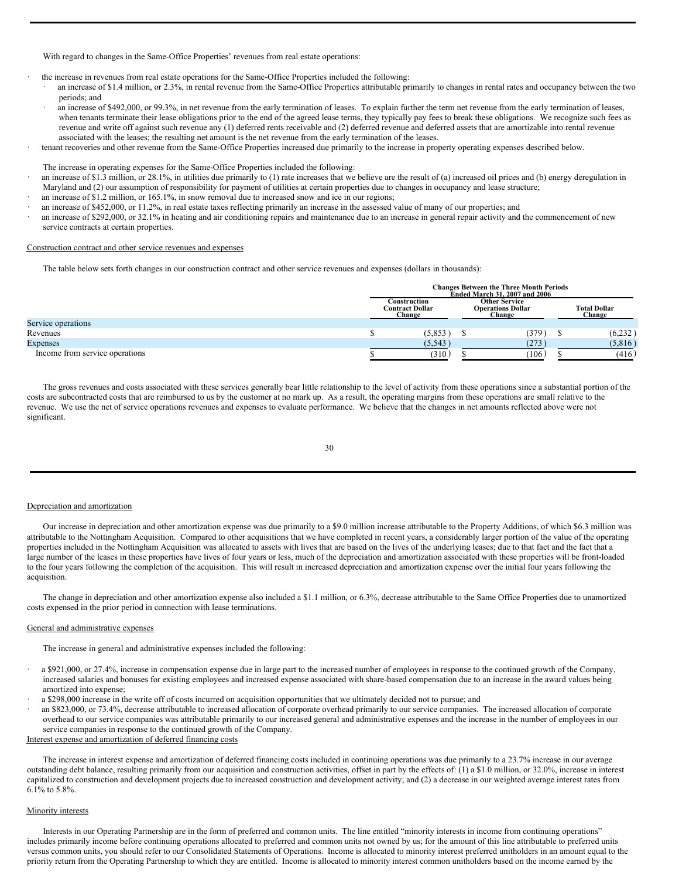With regard to changes in the Same-Office Properties' revenues from real estate operations:

- the increase in revenues from real estate operations for the Same-Office Properties included the following:
  - an increase of $1.4 million, or 2.3%, in rental revenue from the Same-Office Properties attributable primarily to changes in rental rates and occupancy between the two periods; and
  - an increase of $492,000, or 99.3%, in net revenue from the early termination of leases. To explain further the term net revenue from the early termination of leases, when tenants terminate their lease obligations prior to the end of the agreed lease terms, they typically pay fees to break these obligations. We recognize such fees as revenue and write off against such revenue any (1) deferred rents receivable and (2) deferred revenue and deferred assets that are amortizable into rental revenue associated with the leases; the resulting net amount is the net revenue from the early termination of the leases.
- tenant recoveries and other revenue from the Same-Office Properties increased due primarily to the increase in property operating expenses described below.

The increase in operating expenses for the Same-Office Properties included the following:

- an increase of $1.3 million, or 28.1%, in utilities due primarily to (1) rate increases that we believe are the result of (a) increased oil prices and (b) energy deregulation in Maryland and (2) our assumption of responsibility for payment of utilities at certain properties due to changes in occupancy and lease structure;
- an increase of $1.2 million, or 165.1%, in snow removal due to increased snow and ice in our regions;
- an increase of $452,000, or 11.2%, in real estate taxes reflecting primarily an increase in the assessed value of many of our properties; and
- an increase of $292,000, or 32.1% in heating and air conditioning repairs and maintenance due to an increase in general repair activity and the commencement of new service contracts at certain properties.

Construction contract and other service revenues and expenses

The table below sets forth changes in our construction contract and other service revenues and expenses (dollars in thousands):

| | Changes Between the Three Month Periods Ended March 31, 2007 and 2006 | | |
|---|---|---|---|
| | Construction Contract Dollar Change | Other Service Operations Dollar Change | Total Dollar Change |
| Service operations | | | |
| Revenues | $ (5,853) | $ (379) | $ (6,232) |
| Expenses | (5,543) | (273) | (5,816) |
| Income from service operations | $ (310) | $ (106) | $ (416) |

The gross revenues and costs associated with these services generally bear little relationship to the level of activity from these operations since a substantial portion of the costs are subcontracted costs that are reimbursed to us by the customer at no mark up. As a result, the operating margins from these operations are small relative to the revenue. We use the net of service operations revenues and expenses to evaluate performance. We believe that the changes in net amounts reflected above were not significant.

Depreciation and amortization

Our increase in depreciation and other amortization expense was due primarily to a $9.0 million increase attributable to the Property Additions, of which $6.3 million was attributable to the Nottingham Acquisition. Compared to other acquisitions that we have completed in recent years, a considerably larger portion of the value of the operating properties included in the Nottingham Acquisition was allocated to assets with lives that are based on the lives of the underlying leases; due to that fact and the fact that a large number of the leases in these properties have lives of four years or less, much of the depreciation and amortization associated with these properties will be front-loaded to the four years following the completion of the acquisition. This will result in increased depreciation and amortization expense over the initial four years following the acquisition.

The change in depreciation and other amortization expense also included a $1.1 million, or 6.3%, decrease attributable to the Same Office Properties due to unamortized costs expensed in the prior period in connection with lease terminations.

General and administrative expenses

The increase in general and administrative expenses included the following:

- a $921,000, or 27.4%, increase in compensation expense due in large part to the increased number of employees in response to the continued growth of the Company, increased salaries and bonuses for existing employees and increased expense associated with share-based compensation due to an increase in the award values being amortized into expense;
- a $298,000 increase in the write off of costs incurred on acquisition opportunities that we ultimately decided not to pursue; and
- an $823,000, or 73.4%, decrease attributable to increased allocation of corporate overhead primarily to our service companies. The increased allocation of corporate overhead to our service companies was attributable primarily to our increased general and administrative expenses and the increase in the number of employees in our service companies in response to the continued growth of the Company.

Interest expense and amortization of deferred financing costs

The increase in interest expense and amortization of deferred financing costs included in continuing operations was due primarily to a 23.7% increase in our average outstanding debt balance, resulting primarily from our acquisition and construction activities, offset in part by the effects of: (1) a $1.0 million, or 32.0%, increase in interest capitalized to construction and development projects due to increased construction and development activity; and (2) a decrease in our weighted average interest rates from 6.1% to 5.8%.

Minority interests

Interests in our Operating Partnership are in the form of preferred and common units. The line entitled "minority interests in income from continuing operations" includes primarily income before continuing operations allocated to preferred and common units not owned by us; for the amount of this line attributable to preferred units versus common units, you should refer to our Consolidated Statements of Operations. Income is allocated to minority interest preferred unitholders in an amount equal to the priority return from the Operating Partnership to which they are entitled. Income is allocated to minority interest common unitholders based on the income earned by the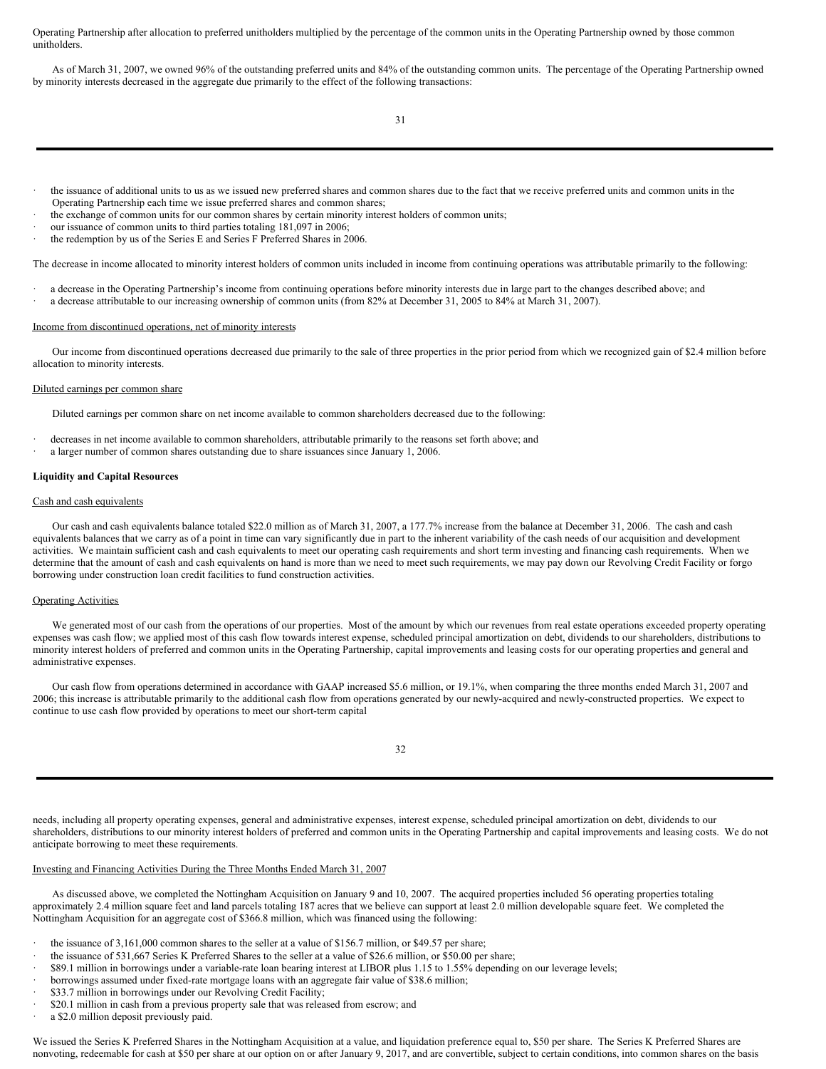Operating Partnership after allocation to preferred unitholders multiplied by the percentage of the common units in the Operating Partnership owned by those common unitholders.

As of March 31, 2007, we owned 96% of the outstanding preferred units and 84% of the outstanding common units. The percentage of the Operating Partnership owned by minority interests decreased in the aggregate due primarily to the effect of the following transactions:

- the issuance of additional units to us as we issued new preferred shares and common shares due to the fact that we receive preferred units and common units in the Operating Partnership each time we issue preferred shares and common shares;
- the exchange of common units for our common shares by certain minority interest holders of common units;
- our issuance of common units to third parties totaling 181,097 in 2006;
- the redemption by us of the Series E and Series F Preferred Shares in 2006.

The decrease in income allocated to minority interest holders of common units included in income from continuing operations was attributable primarily to the following:

- a decrease in the Operating Partnership's income from continuing operations before minority interests due in large part to the changes described above; and
- a decrease attributable to our increasing ownership of common units (from 82% at December 31, 2005 to 84% at March 31, 2007).

Income from discontinued operations, net of minority interests

Our income from discontinued operations decreased due primarily to the sale of three properties in the prior period from which we recognized gain of $2.4 million before allocation to minority interests.

Diluted earnings per common share

Diluted earnings per common share on net income available to common shareholders decreased due to the following:

- decreases in net income available to common shareholders, attributable primarily to the reasons set forth above; and
- a larger number of common shares outstanding due to share issuances since January 1, 2006.

**Liquidity and Capital Resources**

Cash and cash equivalents

Our cash and cash equivalents balance totaled $22.0 million as of March 31, 2007, a 177.7% increase from the balance at December 31, 2006. The cash and cash equivalents balances that we carry as of a point in time can vary significantly due in part to the inherent variability of the cash needs of our acquisition and development activities. We maintain sufficient cash and cash equivalents to meet our operating cash requirements and short term investing and financing cash requirements. When we determine that the amount of cash and cash equivalents on hand is more than we need to meet such requirements, we may pay down our Revolving Credit Facility or forgo borrowing under construction loan credit facilities to fund construction activities.

Operating Activities

We generated most of our cash from the operations of our properties. Most of the amount by which our revenues from real estate operations exceeded property operating expenses was cash flow; we applied most of this cash flow towards interest expense, scheduled principal amortization on debt, dividends to our shareholders, distributions to minority interest holders of preferred and common units in the Operating Partnership, capital improvements and leasing costs for our operating properties and general and administrative expenses.

Our cash flow from operations determined in accordance with GAAP increased $5.6 million, or 19.1%, when comparing the three months ended March 31, 2007 and 2006; this increase is attributable primarily to the additional cash flow from operations generated by our newly-acquired and newly-constructed properties. We expect to continue to use cash flow provided by operations to meet our short-term capital needs, including all property operating expenses, general and administrative expenses, interest expense, scheduled principal amortization on debt, dividends to our shareholders, distributions to our minority interest holders of preferred and common units in the Operating Partnership and capital improvements and leasing costs. We do not anticipate borrowing to meet these requirements.

Investing and Financing Activities During the Three Months Ended March 31, 2007

As discussed above, we completed the Nottingham Acquisition on January 9 and 10, 2007. The acquired properties included 56 operating properties totaling approximately 2.4 million square feet and land parcels totaling 187 acres that we believe can support at least 2.0 million developable square feet. We completed the Nottingham Acquisition for an aggregate cost of $366.8 million, which was financed using the following:

- the issuance of 3,161,000 common shares to the seller at a value of $156.7 million, or $49.57 per share;
- the issuance of 531,667 Series K Preferred Shares to the seller at a value of $26.6 million, or $50.00 per share;
- $89.1 million in borrowings under a variable-rate loan bearing interest at LIBOR plus 1.15 to 1.55% depending on our leverage levels;
- borrowings assumed under fixed-rate mortgage loans with an aggregate fair value of $38.6 million;
- $33.7 million in borrowings under our Revolving Credit Facility;
- $20.1 million in cash from a previous property sale that was released from escrow; and
- a $2.0 million deposit previously paid.

We issued the Series K Preferred Shares in the Nottingham Acquisition at a value, and liquidation preference equal to, $50 per share. The Series K Preferred Shares are nonvoting, redeemable for cash at $50 per share at our option on or after January 9, 2017, and are convertible, subject to certain conditions, into common shares on the basis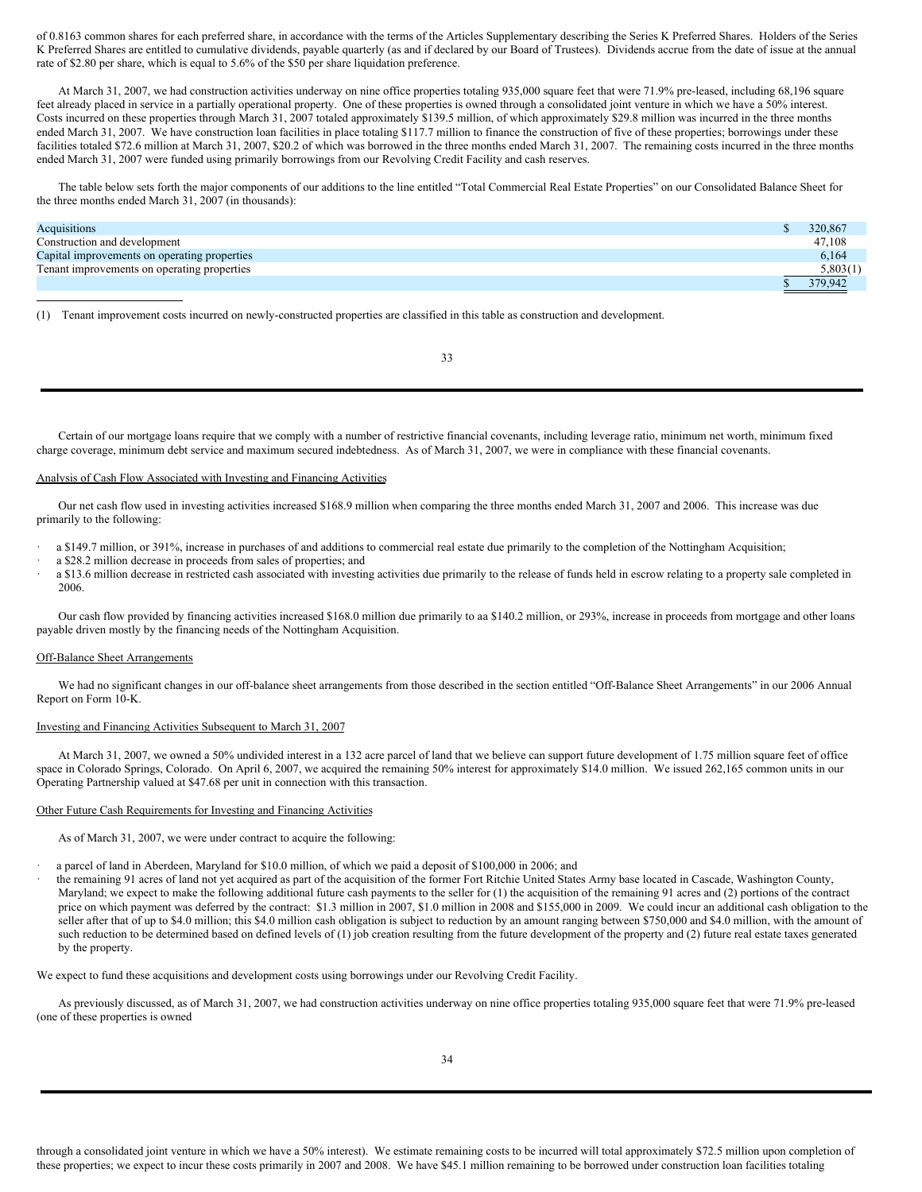of 0.8163 common shares for each preferred share, in accordance with the terms of the Articles Supplementary describing the Series K Preferred Shares. Holders of the Series K Preferred Shares are entitled to cumulative dividends, payable quarterly (as and if declared by our Board of Trustees). Dividends accrue from the date of issue at the annual rate of $2.80 per share, which is equal to 5.6% of the $50 per share liquidation preference.

At March 31, 2007, we had construction activities underway on nine office properties totaling 935,000 square feet that were 71.9% pre-leased, including 68,196 square feet already placed in service in a partially operational property. One of these properties is owned through a consolidated joint venture in which we have a 50% interest. Costs incurred on these properties through March 31, 2007 totaled approximately $139.5 million, of which approximately $29.8 million was incurred in the three months ended March 31, 2007. We have construction loan facilities in place totaling $117.7 million to finance the construction of five of these properties; borrowings under these facilities totaled $72.6 million at March 31, 2007, $20.2 of which was borrowed in the three months ended March 31, 2007. The remaining costs incurred in the three months ended March 31, 2007 were funded using primarily borrowings from our Revolving Credit Facility and cash reserves.

The table below sets forth the major components of our additions to the line entitled "Total Commercial Real Estate Properties" on our Consolidated Balance Sheet for the three months ended March 31, 2007 (in thousands):

| | |
|---|---|
| Acquisitions | $ 320,867 |
| Construction and development | 47,108 |
| Capital improvements on operating properties | 6,164 |
| Tenant improvements on operating properties | 5,803(1) |
| | $ 379,942 |

(1) Tenant improvement costs incurred on newly-constructed properties are classified in this table as construction and development.

Certain of our mortgage loans require that we comply with a number of restrictive financial covenants, including leverage ratio, minimum net worth, minimum fixed charge coverage, minimum debt service and maximum secured indebtedness. As of March 31, 2007, we were in compliance with these financial covenants.

Analysis of Cash Flow Associated with Investing and Financing Activities

Our net cash flow used in investing activities increased $168.9 million when comparing the three months ended March 31, 2007 and 2006. This increase was due primarily to the following:

- a $149.7 million, or 391%, increase in purchases of and additions to commercial real estate due primarily to the completion of the Nottingham Acquisition;
- a $28.2 million decrease in proceeds from sales of properties; and
- a $13.6 million decrease in restricted cash associated with investing activities due primarily to the release of funds held in escrow relating to a property sale completed in 2006.

Our cash flow provided by financing activities increased $168.0 million due primarily to aa $140.2 million, or 293%, increase in proceeds from mortgage and other loans payable driven mostly by the financing needs of the Nottingham Acquisition.

Off-Balance Sheet Arrangements

We had no significant changes in our off-balance sheet arrangements from those described in the section entitled "Off-Balance Sheet Arrangements" in our 2006 Annual Report on Form 10-K.

Investing and Financing Activities Subsequent to March 31, 2007

At March 31, 2007, we owned a 50% undivided interest in a 132 acre parcel of land that we believe can support future development of 1.75 million square feet of office space in Colorado Springs, Colorado. On April 6, 2007, we acquired the remaining 50% interest for approximately $14.0 million. We issued 262,165 common units in our Operating Partnership valued at $47.68 per unit in connection with this transaction.

Other Future Cash Requirements for Investing and Financing Activities

As of March 31, 2007, we were under contract to acquire the following:

- a parcel of land in Aberdeen, Maryland for $10.0 million, of which we paid a deposit of $100,000 in 2006; and
- the remaining 91 acres of land not yet acquired as part of the acquisition of the former Fort Ritchie United States Army base located in Cascade, Washington County, Maryland; we expect to make the following additional future cash payments to the seller for (1) the acquisition of the remaining 91 acres and (2) portions of the contract price on which payment was deferred by the contract: $1.3 million in 2007, $1.0 million in 2008 and $155,000 in 2009. We could incur an additional cash obligation to the seller after that of up to $4.0 million; this $4.0 million cash obligation is subject to reduction by an amount ranging between $750,000 and $4.0 million, with the amount of such reduction to be determined based on defined levels of (1) job creation resulting from the future development of the property and (2) future real estate taxes generated by the property.

We expect to fund these acquisitions and development costs using borrowings under our Revolving Credit Facility.

As previously discussed, as of March 31, 2007, we had construction activities underway on nine office properties totaling 935,000 square feet that were 71.9% pre-leased (one of these properties is owned through a consolidated joint venture in which we have a 50% interest). We estimate remaining costs to be incurred will total approximately $72.5 million upon completion of these properties; we expect to incur these costs primarily in 2007 and 2008. We have $45.1 million remaining to be borrowed under construction loan facilities totaling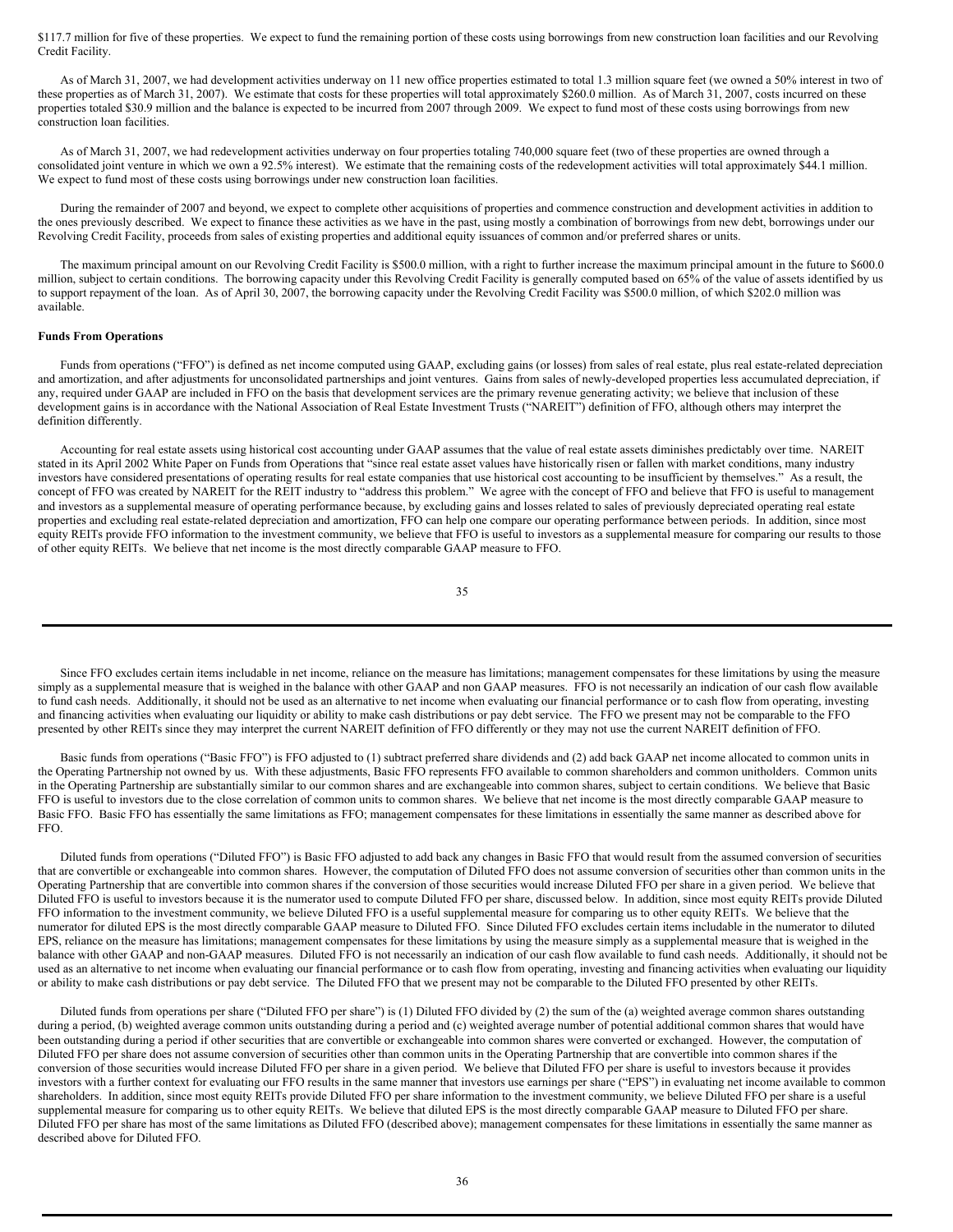$117.7 million for five of these properties. We expect to fund the remaining portion of these costs using borrowings from new construction loan facilities and our Revolving Credit Facility.

As of March 31, 2007, we had development activities underway on 11 new office properties estimated to total 1.3 million square feet (we owned a 50% interest in two of these properties as of March 31, 2007). We estimate that costs for these properties will total approximately $260.0 million. As of March 31, 2007, costs incurred on these properties totaled $30.9 million and the balance is expected to be incurred from 2007 through 2009. We expect to fund most of these costs using borrowings from new construction loan facilities.

As of March 31, 2007, we had redevelopment activities underway on four properties totaling 740,000 square feet (two of these properties are owned through a consolidated joint venture in which we own a 92.5% interest). We estimate that the remaining costs of the redevelopment activities will total approximately $44.1 million. We expect to fund most of these costs using borrowings under new construction loan facilities.

During the remainder of 2007 and beyond, we expect to complete other acquisitions of properties and commence construction and development activities in addition to the ones previously described. We expect to finance these activities as we have in the past, using mostly a combination of borrowings from new debt, borrowings under our Revolving Credit Facility, proceeds from sales of existing properties and additional equity issuances of common and/or preferred shares or units.

The maximum principal amount on our Revolving Credit Facility is $500.0 million, with a right to further increase the maximum principal amount in the future to $600.0 million, subject to certain conditions. The borrowing capacity under this Revolving Credit Facility is generally computed based on 65% of the value of assets identified by us to support repayment of the loan. As of April 30, 2007, the borrowing capacity under the Revolving Credit Facility was $500.0 million, of which $202.0 million was available.

**Funds From Operations**

Funds from operations ("FFO") is defined as net income computed using GAAP, excluding gains (or losses) from sales of real estate, plus real estate-related depreciation and amortization, and after adjustments for unconsolidated partnerships and joint ventures. Gains from sales of newly-developed properties less accumulated depreciation, if any, required under GAAP are included in FFO on the basis that development services are the primary revenue generating activity; we believe that inclusion of these development gains is in accordance with the National Association of Real Estate Investment Trusts ("NAREIT") definition of FFO, although others may interpret the definition differently.

Accounting for real estate assets using historical cost accounting under GAAP assumes that the value of real estate assets diminishes predictably over time. NAREIT stated in its April 2002 White Paper on Funds from Operations that "since real estate asset values have historically risen or fallen with market conditions, many industry investors have considered presentations of operating results for real estate companies that use historical cost accounting to be insufficient by themselves." As a result, the concept of FFO was created by NAREIT for the REIT industry to "address this problem." We agree with the concept of FFO and believe that FFO is useful to management and investors as a supplemental measure of operating performance because, by excluding gains and losses related to sales of previously depreciated operating real estate properties and excluding real estate-related depreciation and amortization, FFO can help one compare our operating performance between periods. In addition, since most equity REITs provide FFO information to the investment community, we believe that FFO is useful to investors as a supplemental measure for comparing our results to those of other equity REITs. We believe that net income is the most directly comparable GAAP measure to FFO.

Since FFO excludes certain items includable in net income, reliance on the measure has limitations; management compensates for these limitations by using the measure simply as a supplemental measure that is weighed in the balance with other GAAP and non GAAP measures. FFO is not necessarily an indication of our cash flow available to fund cash needs. Additionally, it should not be used as an alternative to net income when evaluating our financial performance or to cash flow from operating, investing and financing activities when evaluating our liquidity or ability to make cash distributions or pay debt service. The FFO we present may not be comparable to the FFO presented by other REITs since they may interpret the current NAREIT definition of FFO differently or they may not use the current NAREIT definition of FFO.

Basic funds from operations ("Basic FFO") is FFO adjusted to (1) subtract preferred share dividends and (2) add back GAAP net income allocated to common units in the Operating Partnership not owned by us. With these adjustments, Basic FFO represents FFO available to common shareholders and common unitholders. Common units in the Operating Partnership are substantially similar to our common shares and are exchangeable into common shares, subject to certain conditions. We believe that Basic FFO is useful to investors due to the close correlation of common units to common shares. We believe that net income is the most directly comparable GAAP measure to Basic FFO. Basic FFO has essentially the same limitations as FFO; management compensates for these limitations in essentially the same manner as described above for FFO.

Diluted funds from operations ("Diluted FFO") is Basic FFO adjusted to add back any changes in Basic FFO that would result from the assumed conversion of securities that are convertible or exchangeable into common shares. However, the computation of Diluted FFO does not assume conversion of securities other than common units in the Operating Partnership that are convertible into common shares if the conversion of those securities would increase Diluted FFO per share in a given period. We believe that Diluted FFO is useful to investors because it is the numerator used to compute Diluted FFO per share, discussed below. In addition, since most equity REITs provide Diluted FFO information to the investment community, we believe Diluted FFO is a useful supplemental measure for comparing us to other equity REITs. We believe that the numerator for diluted EPS is the most directly comparable GAAP measure to Diluted FFO. Since Diluted FFO excludes certain items includable in the numerator to diluted EPS, reliance on the measure has limitations; management compensates for these limitations by using the measure simply as a supplemental measure that is weighed in the balance with other GAAP and non-GAAP measures. Diluted FFO is not necessarily an indication of our cash flow available to fund cash needs. Additionally, it should not be used as an alternative to net income when evaluating our financial performance or to cash flow from operating, investing and financing activities when evaluating our liquidity or ability to make cash distributions or pay debt service. The Diluted FFO that we present may not be comparable to the Diluted FFO presented by other REITs.

Diluted funds from operations per share ("Diluted FFO per share") is (1) Diluted FFO divided by (2) the sum of the (a) weighted average common shares outstanding during a period, (b) weighted average common units outstanding during a period and (c) weighted average number of potential additional common shares that would have been outstanding during a period if other securities that are convertible or exchangeable into common shares were converted or exchanged. However, the computation of Diluted FFO per share does not assume conversion of securities other than common units in the Operating Partnership that are convertible into common shares if the conversion of those securities would increase Diluted FFO per share in a given period. We believe that Diluted FFO per share is useful to investors because it provides investors with a further context for evaluating our FFO results in the same manner that investors use earnings per share ("EPS") in evaluating net income available to common shareholders. In addition, since most equity REITs provide Diluted FFO per share information to the investment community, we believe Diluted FFO per share is a useful supplemental measure for comparing us to other equity REITs. We believe that diluted EPS is the most directly comparable GAAP measure to Diluted FFO per share. Diluted FFO per share has most of the same limitations as Diluted FFO (described above); management compensates for these limitations in essentially the same manner as described above for Diluted FFO.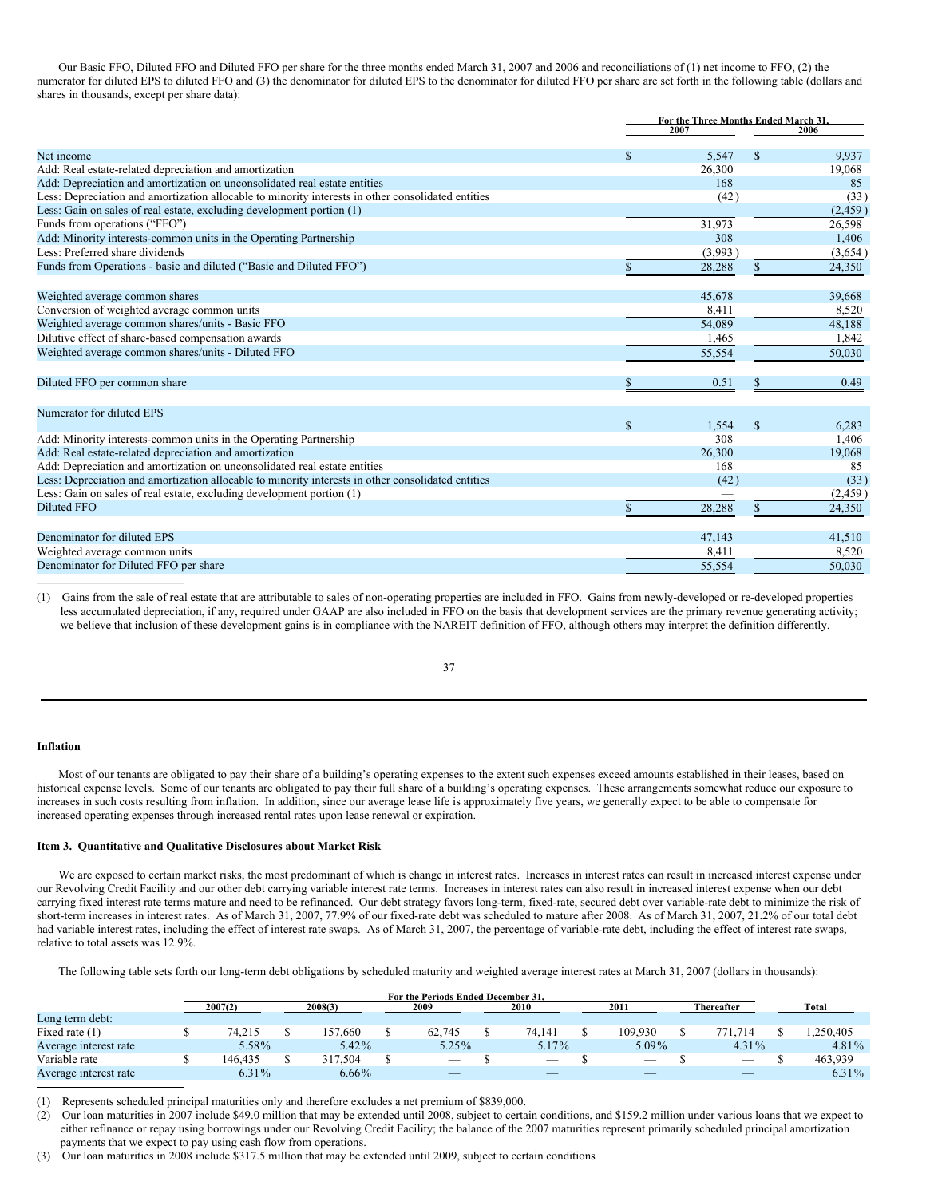Our Basic FFO, Diluted FFO and Diluted FFO per share for the three months ended March 31, 2007 and 2006 and reconciliations of (1) net income to FFO, (2) the numerator for diluted EPS to diluted FFO and (3) the denominator for diluted EPS to the denominator for diluted FFO per share are set forth in the following table (dollars and shares in thousands, except per share data):

| | For the Three Months Ended March 31, 2007 | 2006 |
|---|---|---|
| Net income | $ 5,547 | $ 9,937 |
| Add: Real estate-related depreciation and amortization | 26,300 | 19,068 |
| Add: Depreciation and amortization on unconsolidated real estate entities | 168 | 85 |
| Less: Depreciation and amortization allocable to minority interests in other consolidated entities | (42) | (33) |
| Less: Gain on sales of real estate, excluding development portion (1) | — | (2,459) |
| Funds from operations ("FFO") | 31,973 | 26,598 |
| Add: Minority interests-common units in the Operating Partnership | 308 | 1,406 |
| Less: Preferred share dividends | (3,993) | (3,654) |
| Funds from Operations - basic and diluted ("Basic and Diluted FFO") | $ 28,288 | $ 24,350 |
| | | |
| Weighted average common shares | 45,678 | 39,668 |
| Conversion of weighted average common units | 8,411 | 8,520 |
| Weighted average common shares/units - Basic FFO | 54,089 | 48,188 |
| Dilutive effect of share-based compensation awards | 1,465 | 1,842 |
| Weighted average common shares/units - Diluted FFO | 55,554 | 50,030 |
| | | |
| Diluted FFO per common share | $ 0.51 | $ 0.49 |
| | | |
| Numerator for diluted EPS | $ 1,554 | $ 6,283 |
| Add: Minority interests-common units in the Operating Partnership | 308 | 1,406 |
| Add: Real estate-related depreciation and amortization | 26,300 | 19,068 |
| Add: Depreciation and amortization on unconsolidated real estate entities | 168 | 85 |
| Less: Depreciation and amortization allocable to minority interests in other consolidated entities | (42) | (33) |
| Less: Gain on sales of real estate, excluding development portion (1) | — | (2,459) |
| Diluted FFO | $ 28,288 | $ 24,350 |
| | | |
| Denominator for diluted EPS | 47,143 | 41,510 |
| Weighted average common units | 8,411 | 8,520 |
| Denominator for Diluted FFO per share | 55,554 | 50,030 |

(1) Gains from the sale of real estate that are attributable to sales of non-operating properties are included in FFO. Gains from newly-developed or re-developed properties less accumulated depreciation, if any, required under GAAP are also included in FFO on the basis that development services are the primary revenue generating activity; we believe that inclusion of these development gains is in compliance with the NAREIT definition of FFO, although others may interpret the definition differently.

## Inflation

Most of our tenants are obligated to pay their share of a building's operating expenses to the extent such expenses exceed amounts established in their leases, based on historical expense levels. Some of our tenants are obligated to pay their full share of a building's operating expenses. These arrangements somewhat reduce our exposure to increases in such costs resulting from inflation. In addition, since our average lease life is approximately five years, we generally expect to be able to compensate for increased operating expenses through increased rental rates upon lease renewal or expiration.

## Item 3. Quantitative and Qualitative Disclosures about Market Risk

We are exposed to certain market risks, the most predominant of which is change in interest rates. Increases in interest rates can result in increased interest expense under our Revolving Credit Facility and our other debt carrying variable interest rate terms. Increases in interest rates can also result in increased interest expense when our debt carrying fixed interest rate terms mature and need to be refinanced. Our debt strategy favors long-term, fixed-rate, secured debt over variable-rate debt to minimize the risk of short-term increases in interest rates. As of March 31, 2007, 77.9% of our fixed-rate debt was scheduled to mature after 2008. As of March 31, 2007, 21.2% of our total debt had variable interest rates, including the effect of interest rate swaps. As of March 31, 2007, the percentage of variable-rate debt, including the effect of interest rate swaps, relative to total assets was 12.9%.

The following table sets forth our long-term debt obligations by scheduled maturity and weighted average interest rates at March 31, 2007 (dollars in thousands):

| | For the Periods Ended December 31, 2007(2) | 2008(3) | 2009 | 2010 | 2011 | Thereafter | Total |
|---|---|---|---|---|---|---|---|
| Long term debt: | | | | | | | |
| Fixed rate (1) | $ 74,215 | $ 157,660 | $ 62,745 | $ 74,141 | $ 109,930 | $ 771,714 | $ 1,250,405 |
| Average interest rate | 5.58% | 5.42% | 5.25% | 5.17% | 5.09% | 4.31% | 4.81% |
| Variable rate | $ 146,435 | $ 317,504 | $ — | $ — | $ — | $ — | $ 463,939 |
| Average interest rate | 6.31% | 6.66% | — | — | — | — | 6.31% |

(1) Represents scheduled principal maturities only and therefore excludes a net premium of $839,000.

(2) Our loan maturities in 2007 include $49.0 million that may be extended until 2008, subject to certain conditions, and $159.2 million under various loans that we expect to either refinance or repay using borrowings under our Revolving Credit Facility; the balance of the 2007 maturities represent primarily scheduled principal amortization payments that we expect to pay using cash flow from operations.

(3) Our loan maturities in 2008 include $317.5 million that may be extended until 2009, subject to certain conditions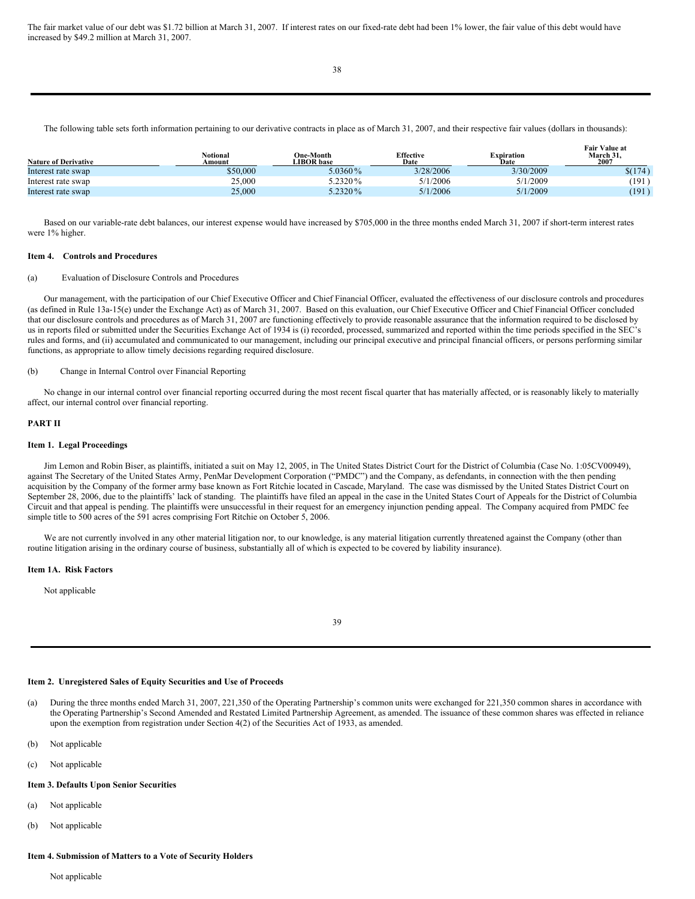The fair market value of our debt was $1.72 billion at March 31, 2007. If interest rates on our fixed-rate debt had been 1% lower, the fair value of this debt would have increased by $49.2 million at March 31, 2007.

The following table sets forth information pertaining to our derivative contracts in place as of March 31, 2007, and their respective fair values (dollars in thousands):

| Nature of Derivative | Notional Amount | One-Month LIBOR base | Effective Date | Expiration Date | Fair Value at March 31, 2007 |
|---|---|---|---|---|---|
| Interest rate swap | $50,000 | 5.0360% | 3/28/2006 | 3/30/2009 | $(174) |
| Interest rate swap | 25,000 | 5.2320% | 5/1/2006 | 5/1/2009 | (191) |
| Interest rate swap | 25,000 | 5.2320% | 5/1/2006 | 5/1/2009 | (191) |

Based on our variable-rate debt balances, our interest expense would have increased by $705,000 in the three months ended March 31, 2007 if short-term interest rates were 1% higher.

### Item 4. Controls and Procedures

(a) Evaluation of Disclosure Controls and Procedures

Our management, with the participation of our Chief Executive Officer and Chief Financial Officer, evaluated the effectiveness of our disclosure controls and procedures (as defined in Rule 13a-15(e) under the Exchange Act) as of March 31, 2007. Based on this evaluation, our Chief Executive Officer and Chief Financial Officer concluded that our disclosure controls and procedures as of March 31, 2007 are functioning effectively to provide reasonable assurance that the information required to be disclosed by us in reports filed or submitted under the Securities Exchange Act of 1934 is (i) recorded, processed, summarized and reported within the time periods specified in the SEC's rules and forms, and (ii) accumulated and communicated to our management, including our principal executive and principal financial officers, or persons performing similar functions, as appropriate to allow timely decisions regarding required disclosure.

(b) Change in Internal Control over Financial Reporting

No change in our internal control over financial reporting occurred during the most recent fiscal quarter that has materially affected, or is reasonably likely to materially affect, our internal control over financial reporting.

## PART II

### Item 1. Legal Proceedings

Jim Lemon and Robin Biser, as plaintiffs, initiated a suit on May 12, 2005, in The United States District Court for the District of Columbia (Case No. 1:05CV00949), against The Secretary of the United States Army, PenMar Development Corporation ("PMDC") and the Company, as defendants, in connection with the then pending acquisition by the Company of the former army base known as Fort Ritchie located in Cascade, Maryland. The case was dismissed by the United States District Court on September 28, 2006, due to the plaintiffs' lack of standing. The plaintiffs have filed an appeal in the case in the United States Court of Appeals for the District of Columbia Circuit and that appeal is pending. The plaintiffs were unsuccessful in their request for an emergency injunction pending appeal. The Company acquired from PMDC fee simple title to 500 acres of the 591 acres comprising Fort Ritchie on October 5, 2006.

We are not currently involved in any other material litigation nor, to our knowledge, is any material litigation currently threatened against the Company (other than routine litigation arising in the ordinary course of business, substantially all of which is expected to be covered by liability insurance).

### Item 1A. Risk Factors

Not applicable

### Item 2. Unregistered Sales of Equity Securities and Use of Proceeds

(a) During the three months ended March 31, 2007, 221,350 of the Operating Partnership's common units were exchanged for 221,350 common shares in accordance with the Operating Partnership's Second Amended and Restated Limited Partnership Agreement, as amended. The issuance of these common shares was effected in reliance upon the exemption from registration under Section 4(2) of the Securities Act of 1933, as amended.

(b) Not applicable

(c) Not applicable

### Item 3. Defaults Upon Senior Securities

(a) Not applicable

(b) Not applicable

### Item 4. Submission of Matters to a Vote of Security Holders

Not applicable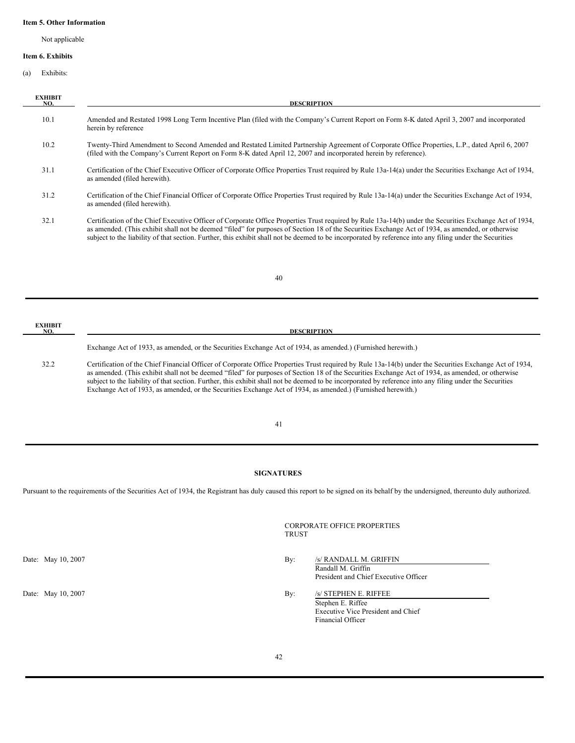**Item 5. Other Information**

Not applicable

**Item 6. Exhibits**

(a) Exhibits:

| EXHIBIT NO. | DESCRIPTION |
| --- | --- |
| 10.1 | Amended and Restated 1998 Long Term Incentive Plan (filed with the Company's Current Report on Form 8-K dated April 3, 2007 and incorporated herein by reference |
| 10.2 | Twenty-Third Amendment to Second Amended and Restated Limited Partnership Agreement of Corporate Office Properties, L.P., dated April 6, 2007 (filed with the Company's Current Report on Form 8-K dated April 12, 2007 and incorporated herein by reference). |
| 31.1 | Certification of the Chief Executive Officer of Corporate Office Properties Trust required by Rule 13a-14(a) under the Securities Exchange Act of 1934, as amended (filed herewith). |
| 31.2 | Certification of the Chief Financial Officer of Corporate Office Properties Trust required by Rule 13a-14(a) under the Securities Exchange Act of 1934, as amended (filed herewith). |
| 32.1 | Certification of the Chief Executive Officer of Corporate Office Properties Trust required by Rule 13a-14(b) under the Securities Exchange Act of 1934, as amended. (This exhibit shall not be deemed "filed" for purposes of Section 18 of the Securities Exchange Act of 1934, as amended, or otherwise subject to the liability of that section. Further, this exhibit shall not be deemed to be incorporated by reference into any filing under the Securities Exchange Act of 1933, as amended, or the Securities Exchange Act of 1934, as amended.) (Furnished herewith.) |
| 32.2 | Certification of the Chief Financial Officer of Corporate Office Properties Trust required by Rule 13a-14(b) under the Securities Exchange Act of 1934, as amended. (This exhibit shall not be deemed "filed" for purposes of Section 18 of the Securities Exchange Act of 1934, as amended, or otherwise subject to the liability of that section. Further, this exhibit shall not be deemed to be incorporated by reference into any filing under the Securities Exchange Act of 1933, as amended, or the Securities Exchange Act of 1934, as amended.) (Furnished herewith.) |

**SIGNATURES**

Pursuant to the requirements of the Securities Act of 1934, the Registrant has duly caused this report to be signed on its behalf by the undersigned, thereunto duly authorized.

CORPORATE OFFICE PROPERTIES TRUST

Date: May 10, 2007

By: /s/ RANDALL M. GRIFFIN
Randall M. Griffin
President and Chief Executive Officer

Date: May 10, 2007

By: /s/ STEPHEN E. RIFFEE
Stephen E. Riffee
Executive Vice President and Chief Financial Officer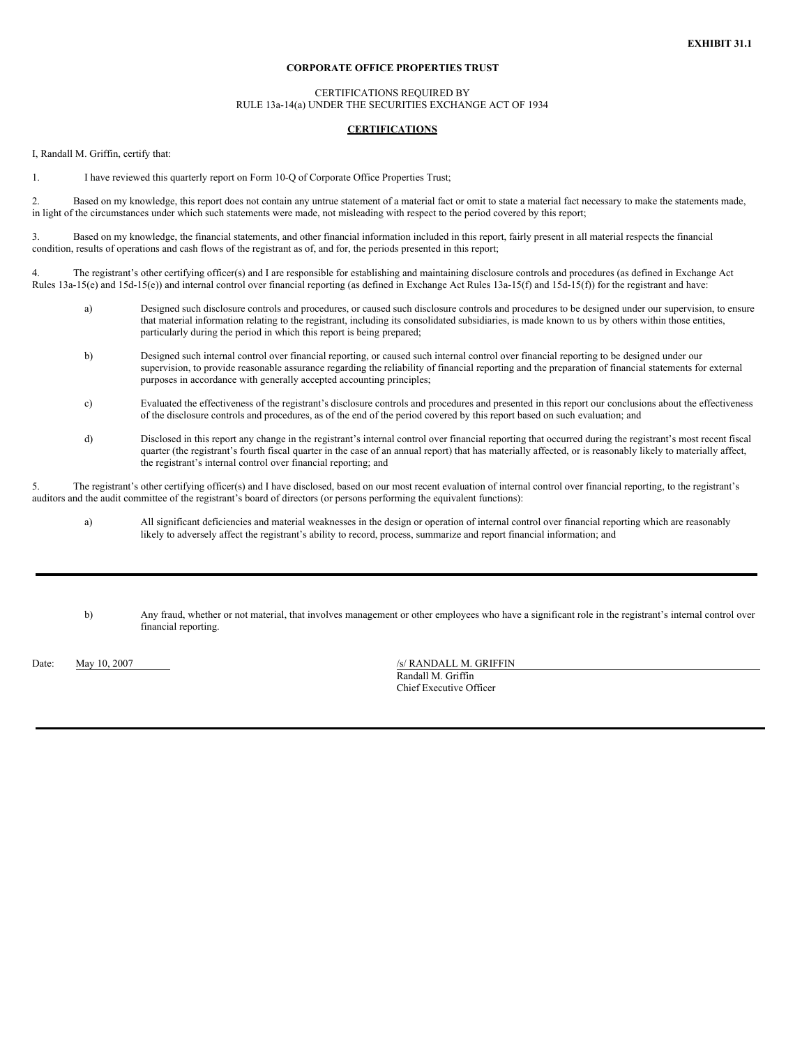**EXHIBIT 31.1**

**CORPORATE OFFICE PROPERTIES TRUST**

CERTIFICATIONS REQUIRED BY
RULE 13a-14(a) UNDER THE SECURITIES EXCHANGE ACT OF 1934

**CERTIFICATIONS**

I, Randall M. Griffin, certify that:

1. I have reviewed this quarterly report on Form 10-Q of Corporate Office Properties Trust;

2. Based on my knowledge, this report does not contain any untrue statement of a material fact or omit to state a material fact necessary to make the statements made, in light of the circumstances under which such statements were made, not misleading with respect to the period covered by this report;

3. Based on my knowledge, the financial statements, and other financial information included in this report, fairly present in all material respects the financial condition, results of operations and cash flows of the registrant as of, and for, the periods presented in this report;

4. The registrant's other certifying officer(s) and I are responsible for establishing and maintaining disclosure controls and procedures (as defined in Exchange Act Rules 13a-15(e) and 15d-15(e)) and internal control over financial reporting (as defined in Exchange Act Rules 13a-15(f) and 15d-15(f)) for the registrant and have:

   a) Designed such disclosure controls and procedures, or caused such disclosure controls and procedures to be designed under our supervision, to ensure that material information relating to the registrant, including its consolidated subsidiaries, is made known to us by others within those entities, particularly during the period in which this report is being prepared;

   b) Designed such internal control over financial reporting, or caused such internal control over financial reporting to be designed under our supervision, to provide reasonable assurance regarding the reliability of financial reporting and the preparation of financial statements for external purposes in accordance with generally accepted accounting principles;

   c) Evaluated the effectiveness of the registrant's disclosure controls and procedures and presented in this report our conclusions about the effectiveness of the disclosure controls and procedures, as of the end of the period covered by this report based on such evaluation; and

   d) Disclosed in this report any change in the registrant's internal control over financial reporting that occurred during the registrant's most recent fiscal quarter (the registrant's fourth fiscal quarter in the case of an annual report) that has materially affected, or is reasonably likely to materially affect, the registrant's internal control over financial reporting; and

5. The registrant's other certifying officer(s) and I have disclosed, based on our most recent evaluation of internal control over financial reporting, to the registrant's auditors and the audit committee of the registrant's board of directors (or persons performing the equivalent functions):

   a) All significant deficiencies and material weaknesses in the design or operation of internal control over financial reporting which are reasonably likely to adversely affect the registrant's ability to record, process, summarize and report financial information; and

   b) Any fraud, whether or not material, that involves management or other employees who have a significant role in the registrant's internal control over financial reporting.

Date: May 10, 2007

/s/ RANDALL M. GRIFFIN
Randall M. Griffin
Chief Executive Officer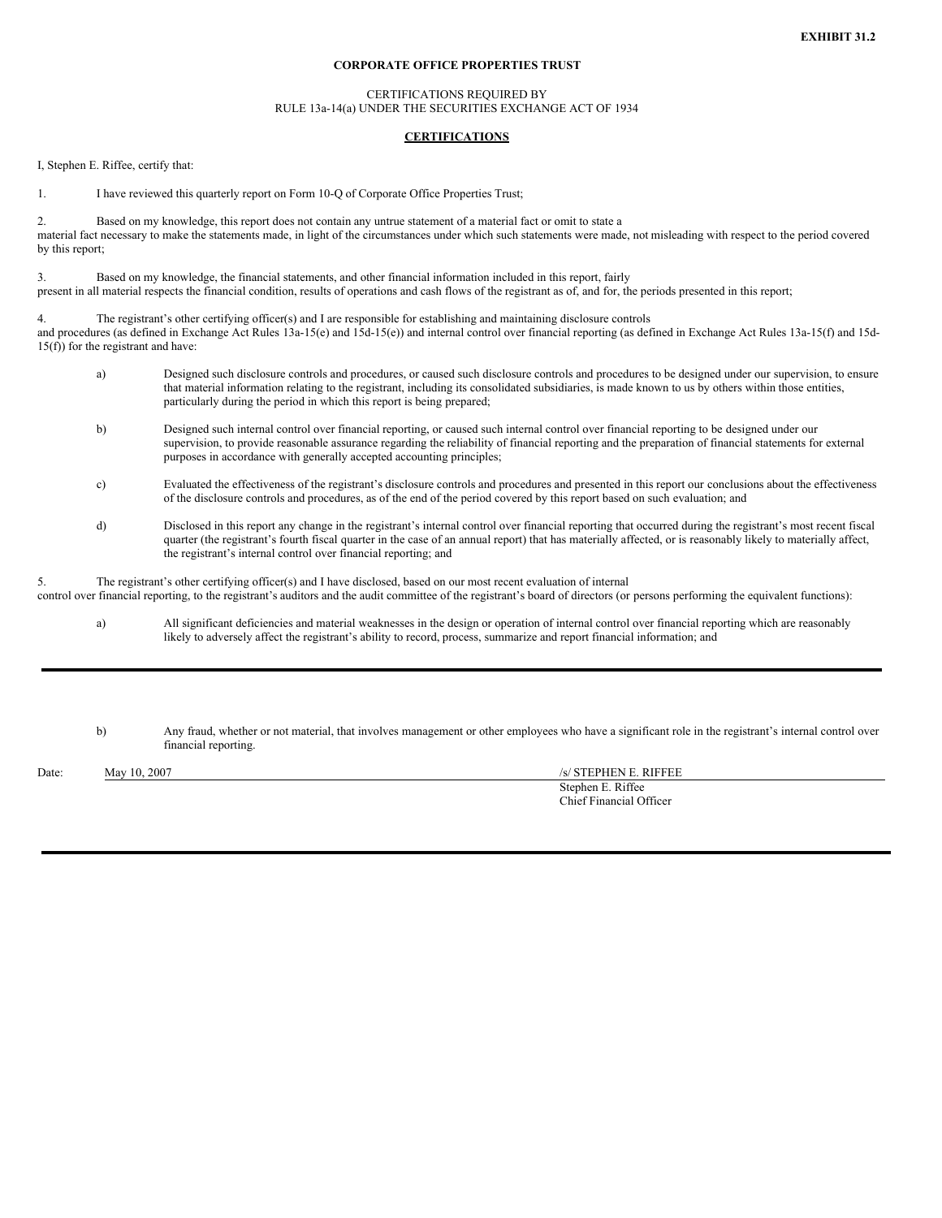**EXHIBIT 31.2**

**CORPORATE OFFICE PROPERTIES TRUST**

CERTIFICATIONS REQUIRED BY
RULE 13a-14(a) UNDER THE SECURITIES EXCHANGE ACT OF 1934

**CERTIFICATIONS**

I, Stephen E. Riffee, certify that:

1. I have reviewed this quarterly report on Form 10-Q of Corporate Office Properties Trust;

2. Based on my knowledge, this report does not contain any untrue statement of a material fact or omit to state a material fact necessary to make the statements made, in light of the circumstances under which such statements were made, not misleading with respect to the period covered by this report;

3. Based on my knowledge, the financial statements, and other financial information included in this report, fairly present in all material respects the financial condition, results of operations and cash flows of the registrant as of, and for, the periods presented in this report;

4. The registrant's other certifying officer(s) and I are responsible for establishing and maintaining disclosure controls and procedures (as defined in Exchange Act Rules 13a-15(e) and 15d-15(e)) and internal control over financial reporting (as defined in Exchange Act Rules 13a-15(f) and 15d-15(f)) for the registrant and have:

   a) Designed such disclosure controls and procedures, or caused such disclosure controls and procedures to be designed under our supervision, to ensure that material information relating to the registrant, including its consolidated subsidiaries, is made known to us by others within those entities, particularly during the period in which this report is being prepared;

   b) Designed such internal control over financial reporting, or caused such internal control over financial reporting to be designed under our supervision, to provide reasonable assurance regarding the reliability of financial reporting and the preparation of financial statements for external purposes in accordance with generally accepted accounting principles;

   c) Evaluated the effectiveness of the registrant's disclosure controls and procedures and presented in this report our conclusions about the effectiveness of the disclosure controls and procedures, as of the end of the period covered by this report based on such evaluation; and

   d) Disclosed in this report any change in the registrant's internal control over financial reporting that occurred during the registrant's most recent fiscal quarter (the registrant's fourth fiscal quarter in the case of an annual report) that has materially affected, or is reasonably likely to materially affect, the registrant's internal control over financial reporting; and

5. The registrant's other certifying officer(s) and I have disclosed, based on our most recent evaluation of internal control over financial reporting, to the registrant's auditors and the audit committee of the registrant's board of directors (or persons performing the equivalent functions):

   a) All significant deficiencies and material weaknesses in the design or operation of internal control over financial reporting which are reasonably likely to adversely affect the registrant's ability to record, process, summarize and report financial information; and

   b) Any fraud, whether or not material, that involves management or other employees who have a significant role in the registrant's internal control over financial reporting.

Date: May 10, 2007

/s/ STEPHEN E. RIFFEE
Stephen E. Riffee
Chief Financial Officer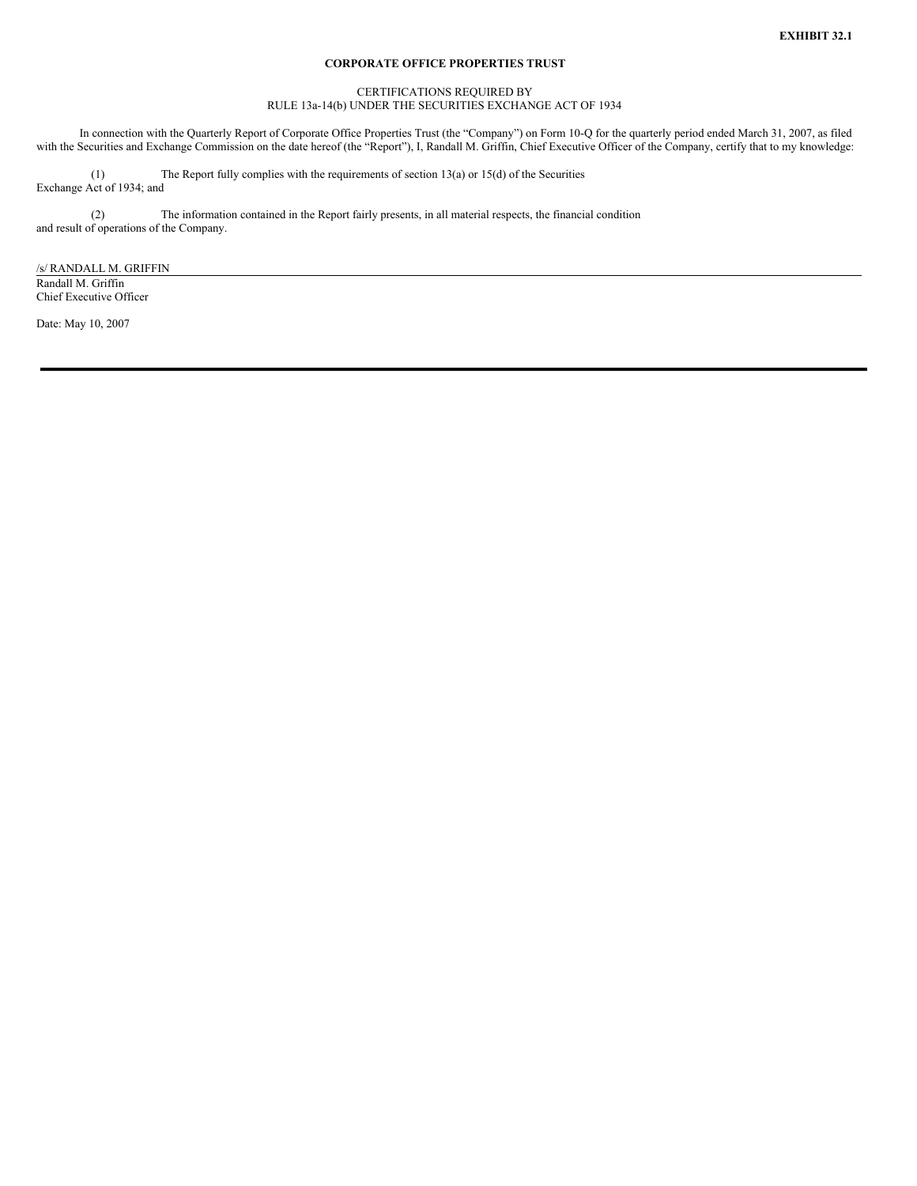**EXHIBIT 32.1**

**CORPORATE OFFICE PROPERTIES TRUST**

CERTIFICATIONS REQUIRED BY
RULE 13a-14(b) UNDER THE SECURITIES EXCHANGE ACT OF 1934

In connection with the Quarterly Report of Corporate Office Properties Trust (the "Company") on Form 10-Q for the quarterly period ended March 31, 2007, as filed with the Securities and Exchange Commission on the date hereof (the "Report"), I, Randall M. Griffin, Chief Executive Officer of the Company, certify that to my knowledge:

(1) The Report fully complies with the requirements of section 13(a) or 15(d) of the Securities Exchange Act of 1934; and

(2) The information contained in the Report fairly presents, in all material respects, the financial condition and result of operations of the Company.

/s/ RANDALL M. GRIFFIN
Randall M. Griffin
Chief Executive Officer

Date: May 10, 2007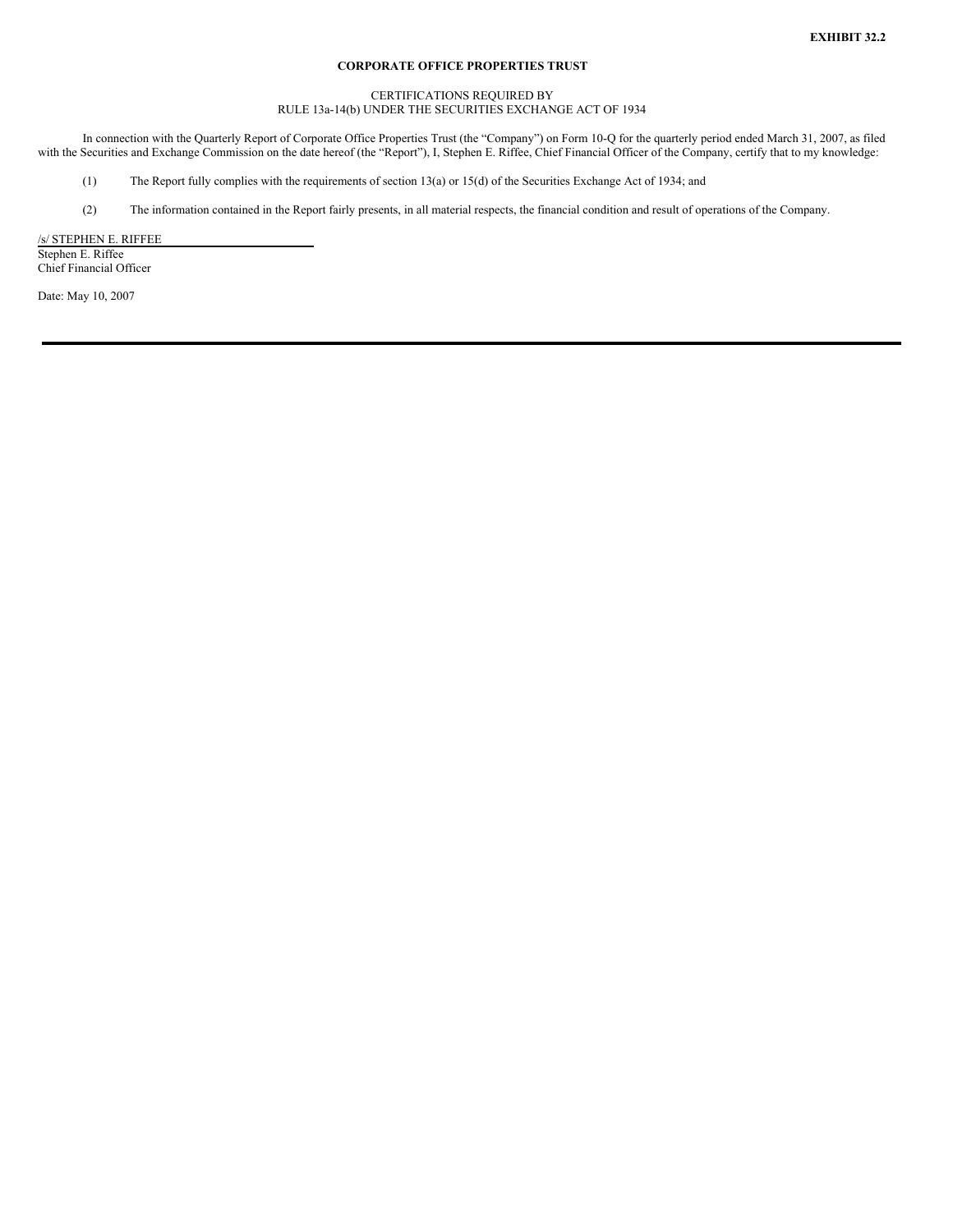**EXHIBIT 32.2**

**CORPORATE OFFICE PROPERTIES TRUST**

CERTIFICATIONS REQUIRED BY
RULE 13a-14(b) UNDER THE SECURITIES EXCHANGE ACT OF 1934

In connection with the Quarterly Report of Corporate Office Properties Trust (the "Company") on Form 10-Q for the quarterly period ended March 31, 2007, as filed with the Securities and Exchange Commission on the date hereof (the "Report"), I, Stephen E. Riffee, Chief Financial Officer of the Company, certify that to my knowledge:

(1) The Report fully complies with the requirements of section 13(a) or 15(d) of the Securities Exchange Act of 1934; and

(2) The information contained in the Report fairly presents, in all material respects, the financial condition and result of operations of the Company.

/s/ STEPHEN E. RIFFEE
Stephen E. Riffee
Chief Financial Officer

Date: May 10, 2007